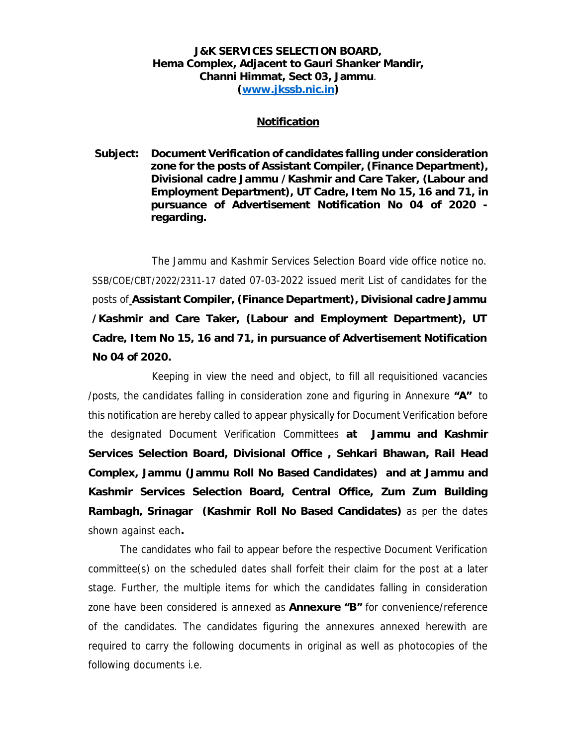**J&K SERVICES SELECTION BOARD,**
**Hema Complex, Adjacent to Gauri Shanker Mandir,**
**Channi Himmat, Sect 03, Jammu.**
**([www.jkssb.nic.in](http://www.jkssb.nic.in))**

## Notification

**Subject: Document Verification of candidates falling under consideration zone for the posts of Assistant Compiler, (Finance Department), Divisional cadre Jammu /Kashmir and Care Taker, (Labour and Employment Department), UT Cadre, Item No 15, 16 and 71, in pursuance of Advertisement Notification No 04 of 2020 -regarding.**

The Jammu and Kashmir Services Selection Board vide office notice no. SSB/COE/CBT/2022/2311-17 dated 07-03-2022 issued merit List of candidates for the posts of **Assistant Compiler, (Finance Department), Divisional cadre Jammu /Kashmir and Care Taker, (Labour and Employment Department), UT Cadre, Item No 15, 16 and 71, in pursuance of Advertisement Notification No 04 of 2020.**

Keeping in view the need and object, to fill all requisitioned vacancies /posts, the candidates falling in consideration zone and figuring in Annexure **"A"** to this notification are hereby called to appear physically for Document Verification before the designated Document Verification Committees **at Jammu and Kashmir Services Selection Board, Divisional Office , Sehkari Bhawan, Rail Head Complex, Jammu (Jammu Roll No Based Candidates) and at Jammu and Kashmir Services Selection Board, Central Office, Zum Zum Building Rambagh, Srinagar (Kashmir Roll No Based Candidates)** as per the dates shown against each**.**

The candidates who fail to appear before the respective Document Verification committee(s) on the scheduled dates shall forfeit their claim for the post at a later stage. Further, the multiple items for which the candidates falling in consideration zone have been considered is annexed as **Annexure "B"** for convenience/reference of the candidates. The candidates figuring the annexures annexed herewith are required to carry the following documents in original as well as photocopies of the following documents i.e.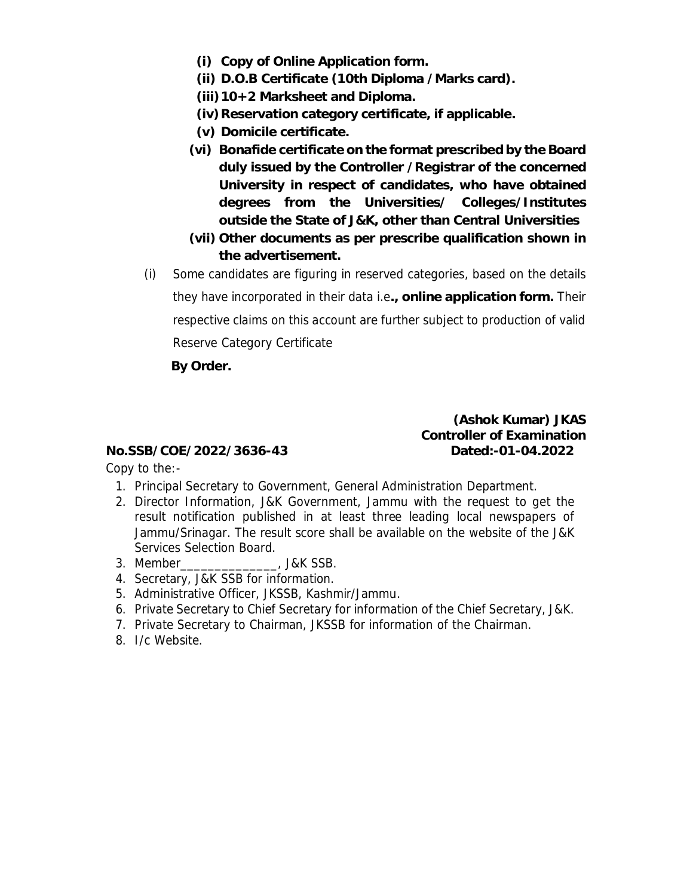**(i) Copy of Online Application form.**

**(ii) D.O.B Certificate (10th Diploma /Marks card).**

**(iii) 10+2 Marksheet and Diploma.**

**(iv) Reservation category certificate, if applicable.**

**(v) Domicile certificate.**

**(vi) Bonafide certificate on the format prescribed by the Board duly issued by the Controller /Registrar of the concerned University in respect of candidates, who have obtained degrees from the Universities/ Colleges/Institutes outside the State of J&K, other than Central Universities**

**(vii) Other documents as per prescribe qualification shown in the advertisement.**

(i) Some candidates are figuring in reserved categories, based on the details they have incorporated in their data i.e**., online application form.** Their respective claims on this account are further subject to production of valid Reserve Category Certificate

**By Order.**

**(Ashok Kumar) JKAS**
**Controller of Examination**

**No.SSB/COE/2022/3636-43** **Dated:-01-04.2022**

Copy to the:-

1. Principal Secretary to Government, General Administration Department.
2. Director Information, J&K Government, Jammu with the request to get the result notification published in at least three leading local newspapers of Jammu/Srinagar. The result score shall be available on the website of the J&K Services Selection Board.
3. Member______________, J&K SSB.
4. Secretary, J&K SSB for information.
5. Administrative Officer, JKSSB, Kashmir/Jammu.
6. Private Secretary to Chief Secretary for information of the Chief Secretary, J&K.
7. Private Secretary to Chairman, JKSSB for information of the Chairman.
8. I/c Website.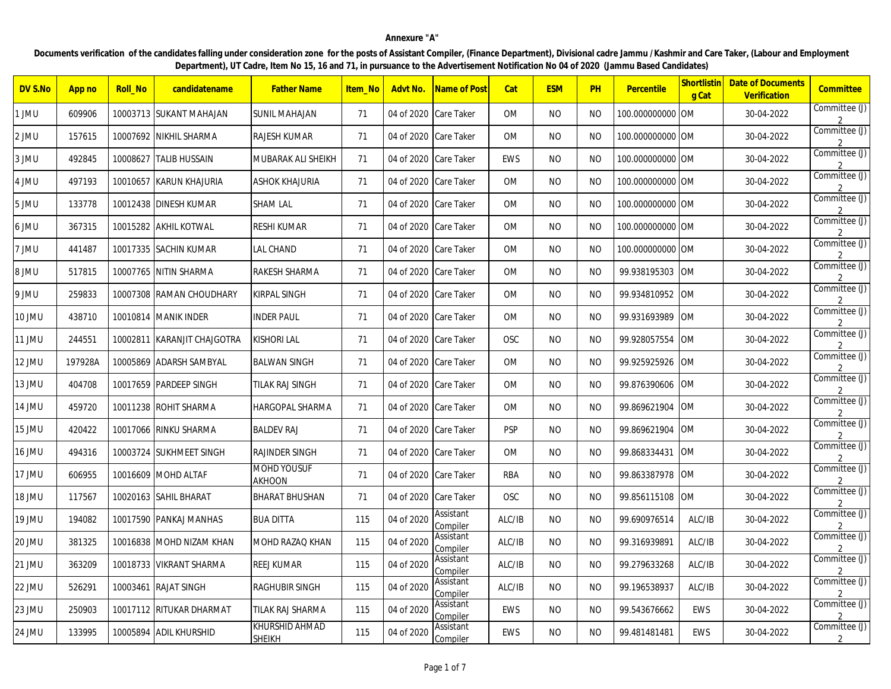Annexure "A"

**Documents verification of the candidates falling under consideration zone for the posts of Assistant Compiler, (Finance Department), Divisional cadre Jammu / Kashmir and Care Taker, (Labour and Employment Department), UT Cadre, Item No 15, 16 and 71, in pursuance to the Advertisement Notification No 04 of 2020 (Jammu Based Candidates)**

| DV S.No | App no | Roll_No | candidatename | Father Name | Item_No | Advt No. | Name of Post | Cat | ESM | PH | Percentile | Shortlisting Cat | Date of Documents Verification | Committee |
|---|---|---|---|---|---|---|---|---|---|---|---|---|---|---|
| 1 JMU | 609906 | 10003713 | SUKANT MAHAJAN | SUNIL MAHAJAN | 71 | 04 of 2020 | Care Taker | OM | NO | NO | 100.000000000 | OM | 30-04-2022 | Committee (J) 2 |
| 2 JMU | 157615 | 10007692 | NIKHIL SHARMA | RAJESH KUMAR | 71 | 04 of 2020 | Care Taker | OM | NO | NO | 100.000000000 | OM | 30-04-2022 | Committee (J) 2 |
| 3 JMU | 492845 | 10008627 | TALIB HUSSAIN | MUBARAK ALI SHEIKH | 71 | 04 of 2020 | Care Taker | EWS | NO | NO | 100.000000000 | OM | 30-04-2022 | Committee (J) 2 |
| 4 JMU | 497193 | 10010657 | KARUN KHAJURIA | ASHOK KHAJURIA | 71 | 04 of 2020 | Care Taker | OM | NO | NO | 100.000000000 | OM | 30-04-2022 | Committee (J) 2 |
| 5 JMU | 133778 | 10012438 | DINESH KUMAR | SHAM LAL | 71 | 04 of 2020 | Care Taker | OM | NO | NO | 100.000000000 | OM | 30-04-2022 | Committee (J) 2 |
| 6 JMU | 367315 | 10015282 | AKHIL KOTWAL | RESHI KUMAR | 71 | 04 of 2020 | Care Taker | OM | NO | NO | 100.000000000 | OM | 30-04-2022 | Committee (J) 2 |
| 7 JMU | 441487 | 10017335 | SACHIN KUMAR | LAL CHAND | 71 | 04 of 2020 | Care Taker | OM | NO | NO | 100.000000000 | OM | 30-04-2022 | Committee (J) 2 |
| 8 JMU | 517815 | 10007765 | NITIN SHARMA | RAKESH SHARMA | 71 | 04 of 2020 | Care Taker | OM | NO | NO | 99.938195303 | OM | 30-04-2022 | Committee (J) 2 |
| 9 JMU | 259833 | 10007308 | RAMAN CHOUDHARY | KIRPAL SINGH | 71 | 04 of 2020 | Care Taker | OM | NO | NO | 99.934810952 | OM | 30-04-2022 | Committee (J) 2 |
| 10 JMU | 438710 | 10010814 | MANIK INDER | INDER PAUL | 71 | 04 of 2020 | Care Taker | OM | NO | NO | 99.931693989 | OM | 30-04-2022 | Committee (J) 2 |
| 11 JMU | 244551 | 10002811 | KARANJIT CHAJGOTRA | KISHORI LAL | 71 | 04 of 2020 | Care Taker | OSC | NO | NO | 99.928057554 | OM | 30-04-2022 | Committee (J) 2 |
| 12 JMU | 197928A | 10005869 | ADARSH SAMBYAL | BALWAN SINGH | 71 | 04 of 2020 | Care Taker | OM | NO | NO | 99.925925926 | OM | 30-04-2022 | Committee (J) 2 |
| 13 JMU | 404708 | 10017659 | PARDEEP SINGH | TILAK RAJ SINGH | 71 | 04 of 2020 | Care Taker | OM | NO | NO | 99.876390606 | OM | 30-04-2022 | Committee (J) 2 |
| 14 JMU | 459720 | 10011238 | ROHIT SHARMA | HARGOPAL SHARMA | 71 | 04 of 2020 | Care Taker | OM | NO | NO | 99.869621904 | OM | 30-04-2022 | Committee (J) 2 |
| 15 JMU | 420422 | 10017066 | RINKU SHARMA | BALDEV RAJ | 71 | 04 of 2020 | Care Taker | PSP | NO | NO | 99.869621904 | OM | 30-04-2022 | Committee (J) 2 |
| 16 JMU | 494316 | 10003724 | SUKHMEET SINGH | RAJINDER SINGH | 71 | 04 of 2020 | Care Taker | OM | NO | NO | 99.868334431 | OM | 30-04-2022 | Committee (J) 2 |
| 17 JMU | 606955 | 10016609 | MOHD ALTAF | MOHD YOUSUF AKHOON | 71 | 04 of 2020 | Care Taker | RBA | NO | NO | 99.863387978 | OM | 30-04-2022 | Committee (J) 2 |
| 18 JMU | 117567 | 10020163 | SAHIL BHARAT | BHARAT BHUSHAN | 71 | 04 of 2020 | Care Taker | OSC | NO | NO | 99.856115108 | OM | 30-04-2022 | Committee (J) 2 |
| 19 JMU | 194082 | 10017590 | PANKAJ MANHAS | BUA DITTA | 115 | 04 of 2020 | Assistant Compiler | ALC/IB | NO | NO | 99.690976514 | ALC/IB | 30-04-2022 | Committee (J) 2 |
| 20 JMU | 381325 | 10016838 | MOHD NIZAM KHAN | MOHD RAZAQ KHAN | 115 | 04 of 2020 | Assistant Compiler | ALC/IB | NO | NO | 99.316939891 | ALC/IB | 30-04-2022 | Committee (J) 2 |
| 21 JMU | 363209 | 10018733 | VIKRANT SHARMA | REEJ KUMAR | 115 | 04 of 2020 | Assistant Compiler | ALC/IB | NO | NO | 99.279633268 | ALC/IB | 30-04-2022 | Committee (J) 2 |
| 22 JMU | 526291 | 10003461 | RAJAT SINGH | RAGHUBIR SINGH | 115 | 04 of 2020 | Assistant Compiler | ALC/IB | NO | NO | 99.196538937 | ALC/IB | 30-04-2022 | Committee (J) 2 |
| 23 JMU | 250903 | 10017112 | RITUKAR DHARMAT | TILAK RAJ SHARMA | 115 | 04 of 2020 | Assistant Compiler | EWS | NO | NO | 99.543676662 | EWS | 30-04-2022 | Committee (J) 2 |
| 24 JMU | 133995 | 10005894 | ADIL KHURSHID | KHURSHID AHMAD SHEIKH | 115 | 04 of 2020 | Assistant Compiler | EWS | NO | NO | 99.481481481 | EWS | 30-04-2022 | Committee (J) 2 |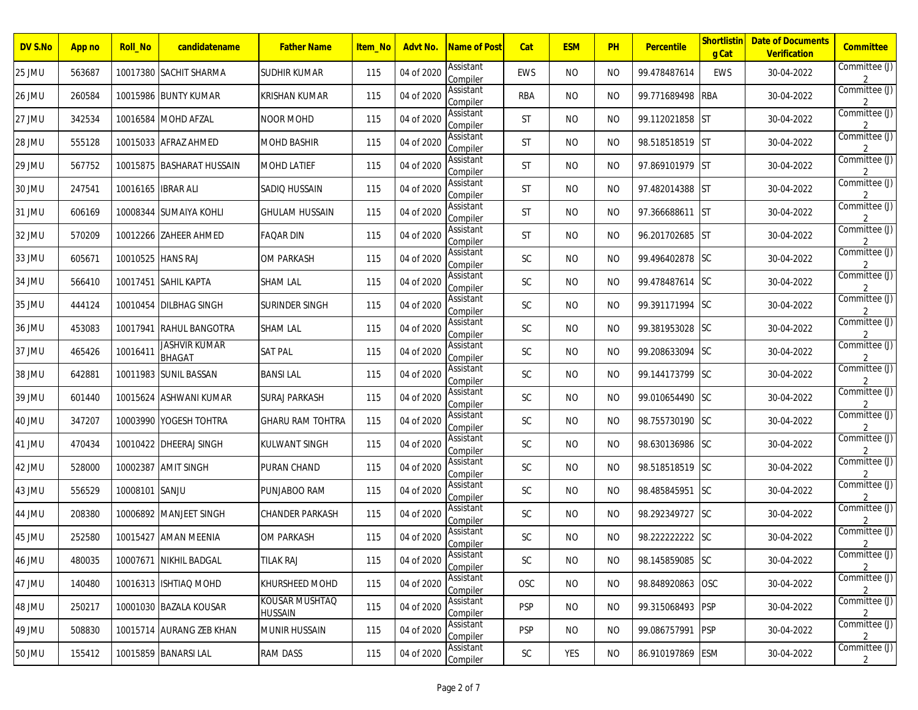| DV S.No | App no | Roll_No | candidatename | Father Name | Item_No | Advt No. | Name of Post | Cat | ESM | PH | Percentile | Shortlisting Cat | Date of Documents Verification | Committee |
|---|---|---|---|---|---|---|---|---|---|---|---|---|---|---|
| 25 JMU | 563687 | 10017380 | SACHIT SHARMA | SUDHIR KUMAR | 115 | 04 of 2020 | Assistant Compiler | EWS | NO | NO | 99.478487614 | EWS | 30-04-2022 | Committee (J) 2 |
| 26 JMU | 260584 | 10015986 | BUNTY KUMAR | KRISHAN KUMAR | 115 | 04 of 2020 | Assistant Compiler | RBA | NO | NO | 99.771689498 | RBA | 30-04-2022 | Committee (J) 2 |
| 27 JMU | 342534 | 10016584 | MOHD AFZAL | NOOR MOHD | 115 | 04 of 2020 | Assistant Compiler | ST | NO | NO | 99.112021858 | ST | 30-04-2022 | Committee (J) 2 |
| 28 JMU | 555128 | 10015033 | AFRAZ AHMED | MOHD BASHIR | 115 | 04 of 2020 | Assistant Compiler | ST | NO | NO | 98.518518519 | ST | 30-04-2022 | Committee (J) 2 |
| 29 JMU | 567752 | 10015875 | BASHARAT HUSSAIN | MOHD LATIEF | 115 | 04 of 2020 | Assistant Compiler | ST | NO | NO | 97.869101979 | ST | 30-04-2022 | Committee (J) 2 |
| 30 JMU | 247541 | 10016165 | IBRAR ALI | SADIQ HUSSAIN | 115 | 04 of 2020 | Assistant Compiler | ST | NO | NO | 97.482014388 | ST | 30-04-2022 | Committee (J) 2 |
| 31 JMU | 606169 | 10008344 | SUMAIYA KOHLI | GHULAM HUSSAIN | 115 | 04 of 2020 | Assistant Compiler | ST | NO | NO | 97.366688611 | ST | 30-04-2022 | Committee (J) 2 |
| 32 JMU | 570209 | 10012266 | ZAHEER AHMED | FAQAR DIN | 115 | 04 of 2020 | Assistant Compiler | ST | NO | NO | 96.201702685 | ST | 30-04-2022 | Committee (J) 2 |
| 33 JMU | 605671 | 10010525 | HANS RAJ | OM PARKASH | 115 | 04 of 2020 | Assistant Compiler | SC | NO | NO | 99.496402878 | SC | 30-04-2022 | Committee (J) 2 |
| 34 JMU | 566410 | 10017451 | SAHIL KAPTA | SHAM LAL | 115 | 04 of 2020 | Assistant Compiler | SC | NO | NO | 99.478487614 | SC | 30-04-2022 | Committee (J) 2 |
| 35 JMU | 444124 | 10010454 | DILBHAG SINGH | SURINDER SINGH | 115 | 04 of 2020 | Assistant Compiler | SC | NO | NO | 99.391171994 | SC | 30-04-2022 | Committee (J) 2 |
| 36 JMU | 453083 | 10017941 | RAHUL BANGOTRA | SHAM LAL | 115 | 04 of 2020 | Assistant Compiler | SC | NO | NO | 99.381953028 | SC | 30-04-2022 | Committee (J) 2 |
| 37 JMU | 465426 | 10016411 | JASHVIR KUMAR BHAGAT | SAT PAL | 115 | 04 of 2020 | Assistant Compiler | SC | NO | NO | 99.208633094 | SC | 30-04-2022 | Committee (J) 2 |
| 38 JMU | 642881 | 10011983 | SUNIL BASSAN | BANSI LAL | 115 | 04 of 2020 | Assistant Compiler | SC | NO | NO | 99.144173799 | SC | 30-04-2022 | Committee (J) 2 |
| 39 JMU | 601440 | 10015624 | ASHWANI KUMAR | SURAJ PARKASH | 115 | 04 of 2020 | Assistant Compiler | SC | NO | NO | 99.010654490 | SC | 30-04-2022 | Committee (J) 2 |
| 40 JMU | 347207 | 10003990 | YOGESH TOHTRA | GHARU RAM TOHTRA | 115 | 04 of 2020 | Assistant Compiler | SC | NO | NO | 98.755730190 | SC | 30-04-2022 | Committee (J) 2 |
| 41 JMU | 470434 | 10010422 | DHEERAJ SINGH | KULWANT SINGH | 115 | 04 of 2020 | Assistant Compiler | SC | NO | NO | 98.630136986 | SC | 30-04-2022 | Committee (J) 2 |
| 42 JMU | 528000 | 10002387 | AMIT SINGH | PURAN CHAND | 115 | 04 of 2020 | Assistant Compiler | SC | NO | NO | 98.518518519 | SC | 30-04-2022 | Committee (J) 2 |
| 43 JMU | 556529 | 10008101 | SANJU | PUNJABOO RAM | 115 | 04 of 2020 | Assistant Compiler | SC | NO | NO | 98.485845951 | SC | 30-04-2022 | Committee (J) 2 |
| 44 JMU | 208380 | 10006892 | MANJEET SINGH | CHANDER PARKASH | 115 | 04 of 2020 | Assistant Compiler | SC | NO | NO | 98.292349727 | SC | 30-04-2022 | Committee (J) 2 |
| 45 JMU | 252580 | 10015427 | AMAN MEENIA | OM PARKASH | 115 | 04 of 2020 | Assistant Compiler | SC | NO | NO | 98.222222222 | SC | 30-04-2022 | Committee (J) 2 |
| 46 JMU | 480035 | 10007671 | NIKHIL BADGAL | TILAK RAJ | 115 | 04 of 2020 | Assistant Compiler | SC | NO | NO | 98.145859085 | SC | 30-04-2022 | Committee (J) 2 |
| 47 JMU | 140480 | 10016313 | ISHTIAQ MOHD | KHURSHEED MOHD | 115 | 04 of 2020 | Assistant Compiler | OSC | NO | NO | 98.848920863 | OSC | 30-04-2022 | Committee (J) 2 |
| 48 JMU | 250217 | 10001030 | BAZALA KOUSAR | KOUSAR MUSHTAQ HUSSAIN | 115 | 04 of 2020 | Assistant Compiler | PSP | NO | NO | 99.315068493 | PSP | 30-04-2022 | Committee (J) 2 |
| 49 JMU | 508830 | 10015714 | AURANG ZEB KHAN | MUNIR HUSSAIN | 115 | 04 of 2020 | Assistant Compiler | PSP | NO | NO | 99.086757991 | PSP | 30-04-2022 | Committee (J) 2 |
| 50 JMU | 155412 | 10015859 | BANARSI LAL | RAM DASS | 115 | 04 of 2020 | Assistant Compiler | SC | YES | NO | 86.910197869 | ESM | 30-04-2022 | Committee (J) 2 |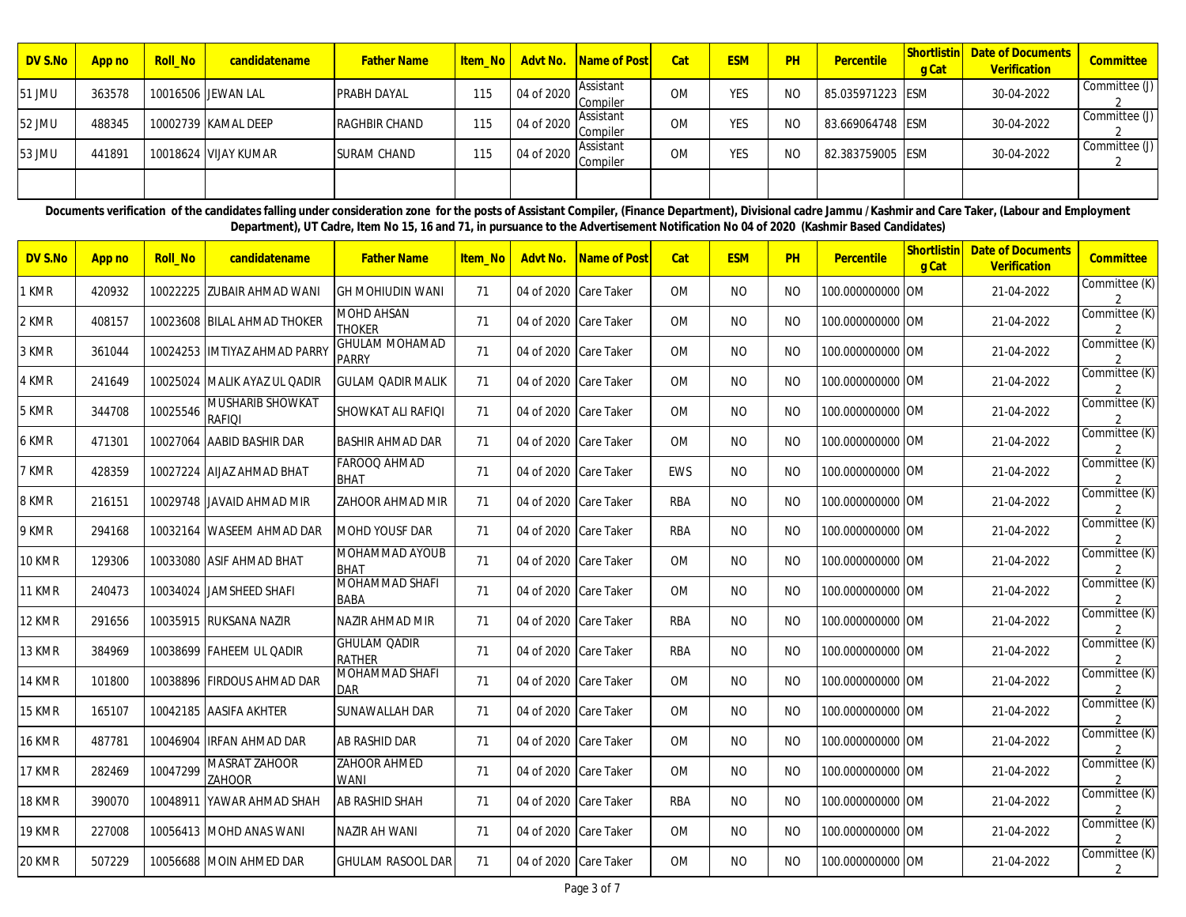| DV S.No | App no | Roll_No | candidatename | Father Name | Item_No | Advt No. | Name of Post | Cat | ESM | PH | Percentile | Shortlisting Cat | Date of Documents Verification | Committee |
|---|---|---|---|---|---|---|---|---|---|---|---|---|---|---|
| 51 JMU | 363578 | 10016506 | JEWAN LAL | PRABH DAYAL | 115 | 04 of 2020 | Assistant Compiler | OM | YES | NO | 85.035971223 | ESM | 30-04-2022 | Committee (J) 2 |
| 52 JMU | 488345 | 10002739 | KAMAL DEEP | RAGHBIR CHAND | 115 | 04 of 2020 | Assistant Compiler | OM | YES | NO | 83.669064748 | ESM | 30-04-2022 | Committee (J) 2 |
| 53 JMU | 441891 | 10018624 | VIJAY KUMAR | SURAM CHAND | 115 | 04 of 2020 | Assistant Compiler | OM | YES | NO | 82.383759005 | ESM | 30-04-2022 | Committee (J) 2 |
| | | | | | | | | | | | | | | |

**Documents verification of the candidates falling under consideration zone for the posts of Assistant Compiler, (Finance Department), Divisional cadre Jammu / Kashmir and Care Taker, (Labour and Employment Department), UT Cadre, Item No 15, 16 and 71, in pursuance to the Advertisement Notification No 04 of 2020 (Kashmir Based Candidates)**

| DV S.No | App no | Roll_No | candidatename | Father Name | Item_No | Advt No. | Name of Post | Cat | ESM | PH | Percentile | Shortlisting Cat | Date of Documents Verification | Committee |
|---|---|---|---|---|---|---|---|---|---|---|---|---|---|---|
| 1 KMR | 420932 | 10022225 | ZUBAIR AHMAD WANI | GH MOHIUDIN WANI | 71 | 04 of 2020 | Care Taker | OM | NO | NO | 100.000000000 | OM | 21-04-2022 | Committee (K) 2 |
| 2 KMR | 408157 | 10023608 | BILAL AHMAD THOKER | MOHD AHSAN THOKER | 71 | 04 of 2020 | Care Taker | OM | NO | NO | 100.000000000 | OM | 21-04-2022 | Committee (K) 2 |
| 3 KMR | 361044 | 10024253 | IMTIYAZ AHMAD PARRY | GHULAM MOHAMAD PARRY | 71 | 04 of 2020 | Care Taker | OM | NO | NO | 100.000000000 | OM | 21-04-2022 | Committee (K) 2 |
| 4 KMR | 241649 | 10025024 | MALIK AYAZ UL QADIR | GULAM QADIR MALIK | 71 | 04 of 2020 | Care Taker | OM | NO | NO | 100.000000000 | OM | 21-04-2022 | Committee (K) 2 |
| 5 KMR | 344708 | 10025546 | MUSHARIB SHOWKAT RAFIQI | SHOWKAT ALI RAFIQI | 71 | 04 of 2020 | Care Taker | OM | NO | NO | 100.000000000 | OM | 21-04-2022 | Committee (K) 2 |
| 6 KMR | 471301 | 10027064 | AABID BASHIR DAR | BASHIR AHMAD DAR | 71 | 04 of 2020 | Care Taker | OM | NO | NO | 100.000000000 | OM | 21-04-2022 | Committee (K) 2 |
| 7 KMR | 428359 | 10027224 | AIJAZ AHMAD BHAT | FAROOQ AHMAD BHAT | 71 | 04 of 2020 | Care Taker | EWS | NO | NO | 100.000000000 | OM | 21-04-2022 | Committee (K) 2 |
| 8 KMR | 216151 | 10029748 | JAVAID AHMAD MIR | ZAHOOR AHMAD MIR | 71 | 04 of 2020 | Care Taker | RBA | NO | NO | 100.000000000 | OM | 21-04-2022 | Committee (K) 2 |
| 9 KMR | 294168 | 10032164 | WASEEM AHMAD DAR | MOHD YOUSF DAR | 71 | 04 of 2020 | Care Taker | RBA | NO | NO | 100.000000000 | OM | 21-04-2022 | Committee (K) 2 |
| 10 KMR | 129306 | 10033080 | ASIF AHMAD BHAT | MOHAMMAD AYOUB BHAT | 71 | 04 of 2020 | Care Taker | OM | NO | NO | 100.000000000 | OM | 21-04-2022 | Committee (K) 2 |
| 11 KMR | 240473 | 10034024 | JAMSHEED SHAFI | MOHAMMAD SHAFI BABA | 71 | 04 of 2020 | Care Taker | OM | NO | NO | 100.000000000 | OM | 21-04-2022 | Committee (K) 2 |
| 12 KMR | 291656 | 10035915 | RUKSANA NAZIR | NAZIR AHMAD MIR | 71 | 04 of 2020 | Care Taker | RBA | NO | NO | 100.000000000 | OM | 21-04-2022 | Committee (K) 2 |
| 13 KMR | 384969 | 10038699 | FAHEEM UL QADIR | GHULAM QADIR RATHER | 71 | 04 of 2020 | Care Taker | RBA | NO | NO | 100.000000000 | OM | 21-04-2022 | Committee (K) 2 |
| 14 KMR | 101800 | 10038896 | FIRDOUS AHMAD DAR | MOHAMMAD SHAFI DAR | 71 | 04 of 2020 | Care Taker | OM | NO | NO | 100.000000000 | OM | 21-04-2022 | Committee (K) 2 |
| 15 KMR | 165107 | 10042185 | AASIFA AKHTER | SUNAWALLAH DAR | 71 | 04 of 2020 | Care Taker | OM | NO | NO | 100.000000000 | OM | 21-04-2022 | Committee (K) 2 |
| 16 KMR | 487781 | 10046904 | IRFAN AHMAD DAR | AB RASHID DAR | 71 | 04 of 2020 | Care Taker | OM | NO | NO | 100.000000000 | OM | 21-04-2022 | Committee (K) 2 |
| 17 KMR | 282469 | 10047299 | MASRAT ZAHOOR ZAHOOR | ZAHOOR AHMED WANI | 71 | 04 of 2020 | Care Taker | OM | NO | NO | 100.000000000 | OM | 21-04-2022 | Committee (K) 2 |
| 18 KMR | 390070 | 10048911 | YAWAR AHMAD SHAH | AB RASHID SHAH | 71 | 04 of 2020 | Care Taker | RBA | NO | NO | 100.000000000 | OM | 21-04-2022 | Committee (K) 2 |
| 19 KMR | 227008 | 10056413 | MOHD ANAS WANI | NAZIR AH WANI | 71 | 04 of 2020 | Care Taker | OM | NO | NO | 100.000000000 | OM | 21-04-2022 | Committee (K) 2 |
| 20 KMR | 507229 | 10056688 | MOIN AHMED DAR | GHULAM RASOOL DAR | 71 | 04 of 2020 | Care Taker | OM | NO | NO | 100.000000000 | OM | 21-04-2022 | Committee (K) 2 |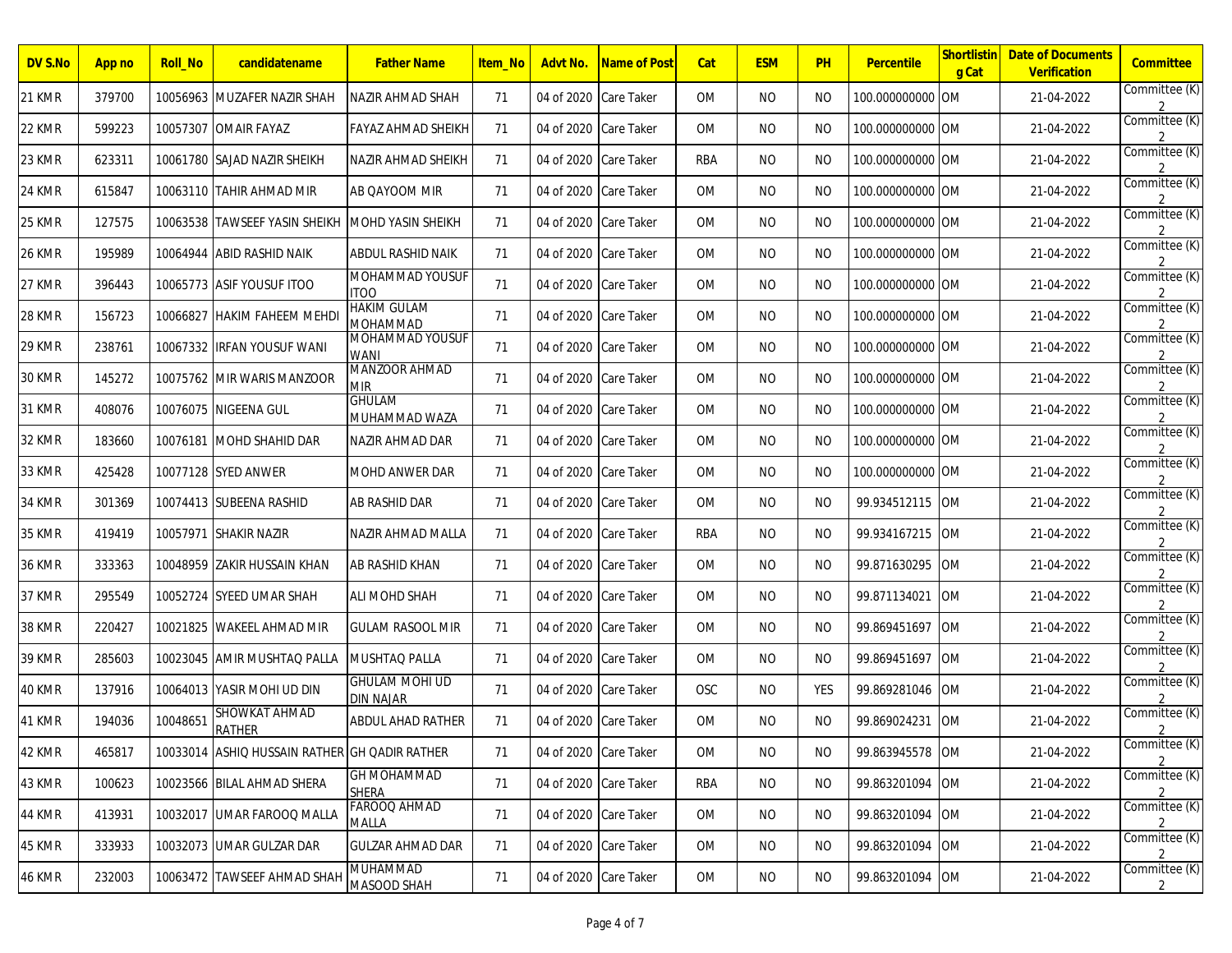| DV S.No | App no | Roll_No | candidatename | Father Name | Item_No | Advt No. | Name of Post | Cat | ESM | PH | Percentile | Shortlisting Cat | Date of Documents Verification | Committee |
|---|---|---|---|---|---|---|---|---|---|---|---|---|---|---|
| 21 KMR | 379700 | 10056963 | MUZAFER NAZIR SHAH | NAZIR AHMAD SHAH | 71 | 04 of 2020 | Care Taker | OM | NO | NO | 100.000000000 | OM | 21-04-2022 | Committee (K) 2 |
| 22 KMR | 599223 | 10057307 | OMAIR FAYAZ | FAYAZ AHMAD SHEIKH | 71 | 04 of 2020 | Care Taker | OM | NO | NO | 100.000000000 | OM | 21-04-2022 | Committee (K) 2 |
| 23 KMR | 623311 | 10061780 | SAJAD NAZIR SHEIKH | NAZIR AHMAD SHEIKH | 71 | 04 of 2020 | Care Taker | RBA | NO | NO | 100.000000000 | OM | 21-04-2022 | Committee (K) 2 |
| 24 KMR | 615847 | 10063110 | TAHIR AHMAD MIR | AB QAYOOM MIR | 71 | 04 of 2020 | Care Taker | OM | NO | NO | 100.000000000 | OM | 21-04-2022 | Committee (K) 2 |
| 25 KMR | 127575 | 10063538 | TAWSEEF YASIN SHEIKH | MOHD YASIN SHEIKH | 71 | 04 of 2020 | Care Taker | OM | NO | NO | 100.000000000 | OM | 21-04-2022 | Committee (K) 2 |
| 26 KMR | 195989 | 10064944 | ABID RASHID NAIK | ABDUL RASHID NAIK | 71 | 04 of 2020 | Care Taker | OM | NO | NO | 100.000000000 | OM | 21-04-2022 | Committee (K) 2 |
| 27 KMR | 396443 | 10065773 | ASIF YOUSUF ITOO | MOHAMMAD YOUSUF ITOO | 71 | 04 of 2020 | Care Taker | OM | NO | NO | 100.000000000 | OM | 21-04-2022 | Committee (K) 2 |
| 28 KMR | 156723 | 10066827 | HAKIM FAHEEM MEHDI | HAKIM GULAM MOHAMMAD | 71 | 04 of 2020 | Care Taker | OM | NO | NO | 100.000000000 | OM | 21-04-2022 | Committee (K) 2 |
| 29 KMR | 238761 | 10067332 | IRFAN YOUSUF WANI | MOHAMMAD YOUSUF WANI | 71 | 04 of 2020 | Care Taker | OM | NO | NO | 100.000000000 | OM | 21-04-2022 | Committee (K) 2 |
| 30 KMR | 145272 | 10075762 | MIR WARIS MANZOOR | MANZOOR AHMAD MIR | 71 | 04 of 2020 | Care Taker | OM | NO | NO | 100.000000000 | OM | 21-04-2022 | Committee (K) 2 |
| 31 KMR | 408076 | 10076075 | NIGEENA GUL | GHULAM MUHAMMAD WAZA | 71 | 04 of 2020 | Care Taker | OM | NO | NO | 100.000000000 | OM | 21-04-2022 | Committee (K) 2 |
| 32 KMR | 183660 | 10076181 | MOHD SHAHID DAR | NAZIR AHMAD DAR | 71 | 04 of 2020 | Care Taker | OM | NO | NO | 100.000000000 | OM | 21-04-2022 | Committee (K) 2 |
| 33 KMR | 425428 | 10077128 | SYED ANWER | MOHD ANWER DAR | 71 | 04 of 2020 | Care Taker | OM | NO | NO | 100.000000000 | OM | 21-04-2022 | Committee (K) 2 |
| 34 KMR | 301369 | 10074413 | SUBEENA RASHID | AB RASHID DAR | 71 | 04 of 2020 | Care Taker | OM | NO | NO | 99.934512115 | OM | 21-04-2022 | Committee (K) 2 |
| 35 KMR | 419419 | 10057971 | SHAKIR NAZIR | NAZIR AHMAD MALLA | 71 | 04 of 2020 | Care Taker | RBA | NO | NO | 99.934167215 | OM | 21-04-2022 | Committee (K) 2 |
| 36 KMR | 333363 | 10048959 | ZAKIR HUSSAIN KHAN | AB RASHID KHAN | 71 | 04 of 2020 | Care Taker | OM | NO | NO | 99.871630295 | OM | 21-04-2022 | Committee (K) 2 |
| 37 KMR | 295549 | 10052724 | SYEED UMAR SHAH | ALI MOHD SHAH | 71 | 04 of 2020 | Care Taker | OM | NO | NO | 99.871134021 | OM | 21-04-2022 | Committee (K) 2 |
| 38 KMR | 220427 | 10021825 | WAKEEL AHMAD MIR | GULAM RASOOL MIR | 71 | 04 of 2020 | Care Taker | OM | NO | NO | 99.869451697 | OM | 21-04-2022 | Committee (K) 2 |
| 39 KMR | 285603 | 10023045 | AMIR MUSHTAQ PALLA | MUSHTAQ PALLA | 71 | 04 of 2020 | Care Taker | OM | NO | NO | 99.869451697 | OM | 21-04-2022 | Committee (K) 2 |
| 40 KMR | 137916 | 10064013 | YASIR MOHI UD DIN | GHULAM MOHI UD DIN NAJAR | 71 | 04 of 2020 | Care Taker | OSC | NO | YES | 99.869281046 | OM | 21-04-2022 | Committee (K) 2 |
| 41 KMR | 194036 | 10048651 | SHOWKAT AHMAD RATHER | ABDUL AHAD RATHER | 71 | 04 of 2020 | Care Taker | OM | NO | NO | 99.869024231 | OM | 21-04-2022 | Committee (K) 2 |
| 42 KMR | 465817 | 10033014 | ASHIQ HUSSAIN RATHER | GH QADIR RATHER | 71 | 04 of 2020 | Care Taker | OM | NO | NO | 99.863945578 | OM | 21-04-2022 | Committee (K) 2 |
| 43 KMR | 100623 | 10023566 | BILAL AHMAD SHERA | GH MOHAMMAD SHERA | 71 | 04 of 2020 | Care Taker | RBA | NO | NO | 99.863201094 | OM | 21-04-2022 | Committee (K) 2 |
| 44 KMR | 413931 | 10032017 | UMAR FAROOQ MALLA | FAROOQ AHMAD MALLA | 71 | 04 of 2020 | Care Taker | OM | NO | NO | 99.863201094 | OM | 21-04-2022 | Committee (K) 2 |
| 45 KMR | 333933 | 10032073 | UMAR GULZAR DAR | GULZAR AHMAD DAR | 71 | 04 of 2020 | Care Taker | OM | NO | NO | 99.863201094 | OM | 21-04-2022 | Committee (K) 2 |
| 46 KMR | 232003 | 10063472 | TAWSEEF AHMAD SHAH | MUHAMMAD MASOOD SHAH | 71 | 04 of 2020 | Care Taker | OM | NO | NO | 99.863201094 | OM | 21-04-2022 | Committee (K) 2 |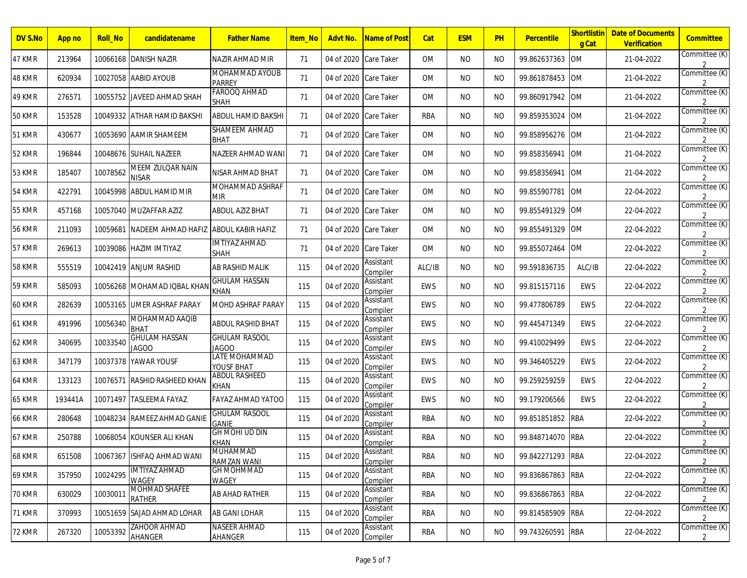| DV S.No | App no | Roll_No | candidatename | Father Name | Item_No | Advt No. | Name of Post | Cat | ESM | PH | Percentile | Shortlisting Cat | Date of Documents Verification | Committee |
|---|---|---|---|---|---|---|---|---|---|---|---|---|---|---|
| 47 KMR | 213964 | 10066168 | DANISH NAZIR | NAZIR AHMAD MIR | 71 | 04 of 2020 | Care Taker | OM | NO | NO | 99.862637363 | OM | 21-04-2022 | Committee (K) 2 |
| 48 KMR | 620934 | 10027058 | AABID AYOUB | MOHAMMAD AYOUB PARREY | 71 | 04 of 2020 | Care Taker | OM | NO | NO | 99.861878453 | OM | 21-04-2022 | Committee (K) 2 |
| 49 KMR | 276571 | 10055752 | JAVEED AHMAD SHAH | FAROOQ AHMAD SHAH | 71 | 04 of 2020 | Care Taker | OM | NO | NO | 99.860917942 | OM | 21-04-2022 | Committee (K) 2 |
| 50 KMR | 153528 | 10049332 | ATHAR HAMID BAKSHI | ABDUL HAMID BAKSHI | 71 | 04 of 2020 | Care Taker | RBA | NO | NO | 99.859353024 | OM | 21-04-2022 | Committee (K) 2 |
| 51 KMR | 430677 | 10053690 | AAMIR SHAMEEM | SHAMEEM AHMAD BHAT | 71 | 04 of 2020 | Care Taker | OM | NO | NO | 99.858956276 | OM | 21-04-2022 | Committee (K) 2 |
| 52 KMR | 196844 | 10048676 | SUHAIL NAZEER | NAZEER AHMAD WANI | 71 | 04 of 2020 | Care Taker | OM | NO | NO | 99.858356941 | OM | 21-04-2022 | Committee (K) 2 |
| 53 KMR | 185407 | 10078562 | MEEM ZULQAR NAIN NISAR | NISAR AHMAD BHAT | 71 | 04 of 2020 | Care Taker | OM | NO | NO | 99.858356941 | OM | 21-04-2022 | Committee (K) 2 |
| 54 KMR | 422791 | 10045998 | ABDUL HAMID MIR | MOHAMMAD ASHRAF MIR | 71 | 04 of 2020 | Care Taker | OM | NO | NO | 99.855907781 | OM | 22-04-2022 | Committee (K) 2 |
| 55 KMR | 457168 | 10057040 | MUZAFFAR AZIZ | ABDUL AZIZ BHAT | 71 | 04 of 2020 | Care Taker | OM | NO | NO | 99.855491329 | OM | 22-04-2022 | Committee (K) 2 |
| 56 KMR | 211093 | 10059681 | NADEEM AHMAD HAFIZ | ABDUL KABIR HAFIZ | 71 | 04 of 2020 | Care Taker | OM | NO | NO | 99.855491329 | OM | 22-04-2022 | Committee (K) 2 |
| 57 KMR | 269613 | 10039086 | HAZIM IMTIYAZ | IMTIYAZ AHMAD SHAH | 71 | 04 of 2020 | Care Taker | OM | NO | NO | 99.855072464 | OM | 22-04-2022 | Committee (K) 2 |
| 58 KMR | 555519 | 10042419 | ANJUM RASHID | AB RASHID MALIK | 115 | 04 of 2020 | Assistant Compiler | ALC/IB | NO | NO | 99.591836735 | ALC/IB | 22-04-2022 | Committee (K) 2 |
| 59 KMR | 585093 | 10056268 | MOHAMAD IQBAL KHAN | GHULAM HASSAN KHAN | 115 | 04 of 2020 | Assistant Compiler | EWS | NO | NO | 99.815157116 | EWS | 22-04-2022 | Committee (K) 2 |
| 60 KMR | 282639 | 10053165 | UMER ASHRAF PARAY | MOHD ASHRAF PARAY | 115 | 04 of 2020 | Assistant Compiler | EWS | NO | NO | 99.477806789 | EWS | 22-04-2022 | Committee (K) 2 |
| 61 KMR | 491996 | 10056340 | MOHAMMAD AAQIB BHAT | ABDUL RASHID BHAT | 115 | 04 of 2020 | Assistant Compiler | EWS | NO | NO | 99.445471349 | EWS | 22-04-2022 | Committee (K) 2 |
| 62 KMR | 340695 | 10033540 | GHULAM HASSAN JAGOO | GHULAM RASOOL JAGOO | 115 | 04 of 2020 | Assistant Compiler | EWS | NO | NO | 99.410029499 | EWS | 22-04-2022 | Committee (K) 2 |
| 63 KMR | 347179 | 10037378 | YAWAR YOUSF | LATE MOHAMMAD YOUSF BHAT | 115 | 04 of 2020 | Assistant Compiler | EWS | NO | NO | 99.346405229 | EWS | 22-04-2022 | Committee (K) 2 |
| 64 KMR | 133123 | 10076571 | RASHID RASHEED KHAN | ABDUL RASHEED KHAN | 115 | 04 of 2020 | Assistant Compiler | EWS | NO | NO | 99.259259259 | EWS | 22-04-2022 | Committee (K) 2 |
| 65 KMR | 193441A | 10071497 | TASLEEMA FAYAZ | FAYAZ AHMAD YATOO | 115 | 04 of 2020 | Assistant Compiler | EWS | NO | NO | 99.179206566 | EWS | 22-04-2022 | Committee (K) 2 |
| 66 KMR | 280648 | 10048234 | RAMEEZ AHMAD GANIE | GHULAM RASOOL GANIE | 115 | 04 of 2020 | Assistant Compiler | RBA | NO | NO | 99.851851852 | RBA | 22-04-2022 | Committee (K) 2 |
| 67 KMR | 250788 | 10068054 | KOUNSER ALI KHAN | GH MOHI UD DIN KHAN | 115 | 04 of 2020 | Assistant Compiler | RBA | NO | NO | 99.848714070 | RBA | 22-04-2022 | Committee (K) 2 |
| 68 KMR | 651508 | 10067367 | ISHFAQ AHMAD WANI | MUHAMMAD RAMZAN WANI | 115 | 04 of 2020 | Assistant Compiler | RBA | NO | NO | 99.842271293 | RBA | 22-04-2022 | Committee (K) 2 |
| 69 KMR | 357950 | 10024295 | IMTIYAZ AHMAD WAGEY | GH MOHMMAD WAGEY | 115 | 04 of 2020 | Assistant Compiler | RBA | NO | NO | 99.836867863 | RBA | 22-04-2022 | Committee (K) 2 |
| 70 KMR | 630029 | 10030011 | MOHMAD SHAFEE RATHER | AB AHAD RATHER | 115 | 04 of 2020 | Assistant Compiler | RBA | NO | NO | 99.836867863 | RBA | 22-04-2022 | Committee (K) 2 |
| 71 KMR | 370993 | 10051659 | SAJAD AHMAD LOHAR | AB GANI LOHAR | 115 | 04 of 2020 | Assistant Compiler | RBA | NO | NO | 99.814585909 | RBA | 22-04-2022 | Committee (K) 2 |
| 72 KMR | 267320 | 10053392 | ZAHOOR AHMAD AHANGER | NASEER AHMAD AHANGER | 115 | 04 of 2020 | Assistant Compiler | RBA | NO | NO | 99.743260591 | RBA | 22-04-2022 | Committee (K) 2 |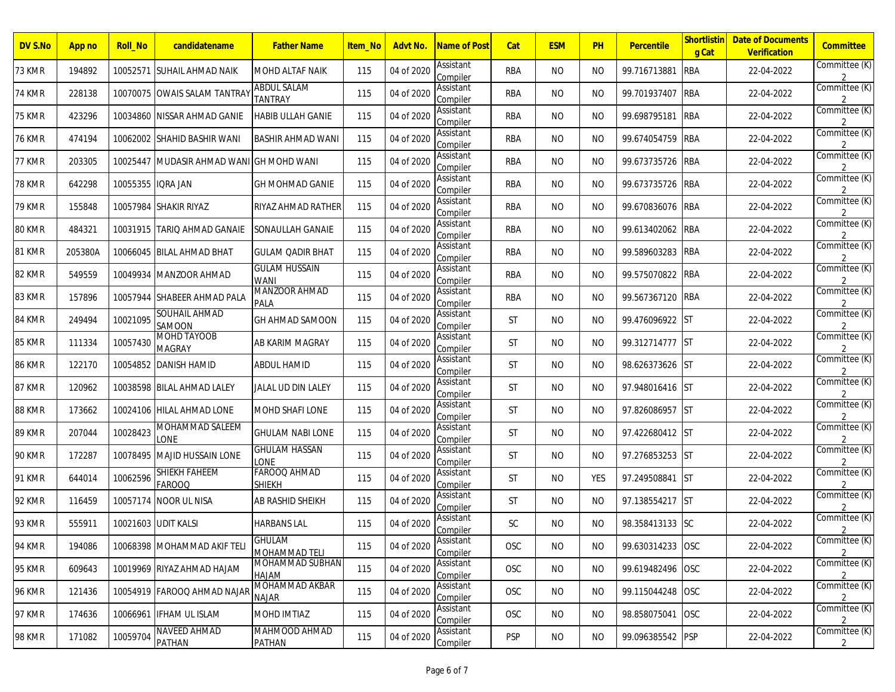| DV S.No | App no | Roll_No | candidatename | Father Name | Item_No | Advt No. | Name of Post | Cat | ESM | PH | Percentile | Shortlisting Cat | Date of Documents Verification | Committee |
|---|---|---|---|---|---|---|---|---|---|---|---|---|---|---|
| 73 KMR | 194892 | 10052571 | SUHAIL AHMAD NAIK | MOHD ALTAF NAIK | 115 | 04 of 2020 | Assistant Compiler | RBA | NO | NO | 99.716713881 | RBA | 22-04-2022 | Committee (K) 2 |
| 74 KMR | 228138 | 10070075 | OWAIS SALAM TANTRAY | ABDUL SALAM TANTRAY | 115 | 04 of 2020 | Assistant Compiler | RBA | NO | NO | 99.701937407 | RBA | 22-04-2022 | Committee (K) 2 |
| 75 KMR | 423296 | 10034860 | NISSAR AHMAD GANIE | HABIB ULLAH GANIE | 115 | 04 of 2020 | Assistant Compiler | RBA | NO | NO | 99.698795181 | RBA | 22-04-2022 | Committee (K) 2 |
| 76 KMR | 474194 | 10062002 | SHAHID BASHIR WANI | BASHIR AHMAD WANI | 115 | 04 of 2020 | Assistant Compiler | RBA | NO | NO | 99.674054759 | RBA | 22-04-2022 | Committee (K) 2 |
| 77 KMR | 203305 | 10025447 | MUDASIR AHMAD WANI | GH MOHD WANI | 115 | 04 of 2020 | Assistant Compiler | RBA | NO | NO | 99.673735726 | RBA | 22-04-2022 | Committee (K) 2 |
| 78 KMR | 642298 | 10055355 | IQRA JAN | GH MOHMAD GANIE | 115 | 04 of 2020 | Assistant Compiler | RBA | NO | NO | 99.673735726 | RBA | 22-04-2022 | Committee (K) 2 |
| 79 KMR | 155848 | 10057984 | SHAKIR RIYAZ | RIYAZ AHMAD RATHER | 115 | 04 of 2020 | Assistant Compiler | RBA | NO | NO | 99.670836076 | RBA | 22-04-2022 | Committee (K) 2 |
| 80 KMR | 484321 | 10031915 | TARIQ AHMAD GANAIE | SONAULLAH GANAIE | 115 | 04 of 2020 | Assistant Compiler | RBA | NO | NO | 99.613402062 | RBA | 22-04-2022 | Committee (K) 2 |
| 81 KMR | 205380A | 10066045 | BILAL AHMAD BHAT | GULAM QADIR BHAT | 115 | 04 of 2020 | Assistant Compiler | RBA | NO | NO | 99.589603283 | RBA | 22-04-2022 | Committee (K) 2 |
| 82 KMR | 549559 | 10049934 | MANZOOR AHMAD | GULAM HUSSAIN WANI | 115 | 04 of 2020 | Assistant Compiler | RBA | NO | NO | 99.575070822 | RBA | 22-04-2022 | Committee (K) 2 |
| 83 KMR | 157896 | 10057944 | SHABEER AHMAD PALA | MANZOOR AHMAD PALA | 115 | 04 of 2020 | Assistant Compiler | RBA | NO | NO | 99.567367120 | RBA | 22-04-2022 | Committee (K) 2 |
| 84 KMR | 249494 | 10021095 | SOUHAIL AHMAD SAMOON | GH AHMAD SAMOON | 115 | 04 of 2020 | Assistant Compiler | ST | NO | NO | 99.476096922 | ST | 22-04-2022 | Committee (K) 2 |
| 85 KMR | 111334 | 10057430 | MOHD TAYOOB MAGRAY | AB KARIM MAGRAY | 115 | 04 of 2020 | Assistant Compiler | ST | NO | NO | 99.312714777 | ST | 22-04-2022 | Committee (K) 2 |
| 86 KMR | 122170 | 10054852 | DANISH HAMID | ABDUL HAMID | 115 | 04 of 2020 | Assistant Compiler | ST | NO | NO | 98.626373626 | ST | 22-04-2022 | Committee (K) 2 |
| 87 KMR | 120962 | 10038598 | BILAL AHMAD LALEY | JALAL UD DIN LALEY | 115 | 04 of 2020 | Assistant Compiler | ST | NO | NO | 97.948016416 | ST | 22-04-2022 | Committee (K) 2 |
| 88 KMR | 173662 | 10024106 | HILAL AHMAD LONE | MOHD SHAFI LONE | 115 | 04 of 2020 | Assistant Compiler | ST | NO | NO | 97.826086957 | ST | 22-04-2022 | Committee (K) 2 |
| 89 KMR | 207044 | 10028423 | MOHAMMAD SALEEM LONE | GHULAM NABI LONE | 115 | 04 of 2020 | Assistant Compiler | ST | NO | NO | 97.422680412 | ST | 22-04-2022 | Committee (K) 2 |
| 90 KMR | 172287 | 10078495 | MAJID HUSSAIN LONE | GHULAM HASSAN LONE | 115 | 04 of 2020 | Assistant Compiler | ST | NO | NO | 97.276853253 | ST | 22-04-2022 | Committee (K) 2 |
| 91 KMR | 644014 | 10062596 | SHIEKH FAHEEM FAROOQ | FAROOQ AHMAD SHIEKH | 115 | 04 of 2020 | Assistant Compiler | ST | NO | YES | 97.249508841 | ST | 22-04-2022 | Committee (K) 2 |
| 92 KMR | 116459 | 10057174 | NOOR UL NISA | AB RASHID SHEIKH | 115 | 04 of 2020 | Assistant Compiler | ST | NO | NO | 97.138554217 | ST | 22-04-2022 | Committee (K) 2 |
| 93 KMR | 555911 | 10021603 | UDIT KALSI | HARBANS LAL | 115 | 04 of 2020 | Assistant Compiler | SC | NO | NO | 98.358413133 | SC | 22-04-2022 | Committee (K) 2 |
| 94 KMR | 194086 | 10068398 | MOHAMMAD AKIF TELI | GHULAM MOHAMMAD TELI | 115 | 04 of 2020 | Assistant Compiler | OSC | NO | NO | 99.630314233 | OSC | 22-04-2022 | Committee (K) 2 |
| 95 KMR | 609643 | 10019969 | RIYAZ AHMAD HAJAM | MOHAMMAD SUBHAN HAJAM | 115 | 04 of 2020 | Assistant Compiler | OSC | NO | NO | 99.619482496 | OSC | 22-04-2022 | Committee (K) 2 |
| 96 KMR | 121436 | 10054919 | FAROOQ AHMAD NAJAR | MOHAMMAD AKBAR NAJAR | 115 | 04 of 2020 | Assistant Compiler | OSC | NO | NO | 99.115044248 | OSC | 22-04-2022 | Committee (K) 2 |
| 97 KMR | 174636 | 10066961 | IFHAM UL ISLAM | MOHD IMTIAZ | 115 | 04 of 2020 | Assistant Compiler | OSC | NO | NO | 98.858075041 | OSC | 22-04-2022 | Committee (K) 2 |
| 98 KMR | 171082 | 10059704 | NAVEED AHMAD PATHAN | MAHMOOD AHMAD PATHAN | 115 | 04 of 2020 | Assistant Compiler | PSP | NO | NO | 99.096385542 | PSP | 22-04-2022 | Committee (K) 2 |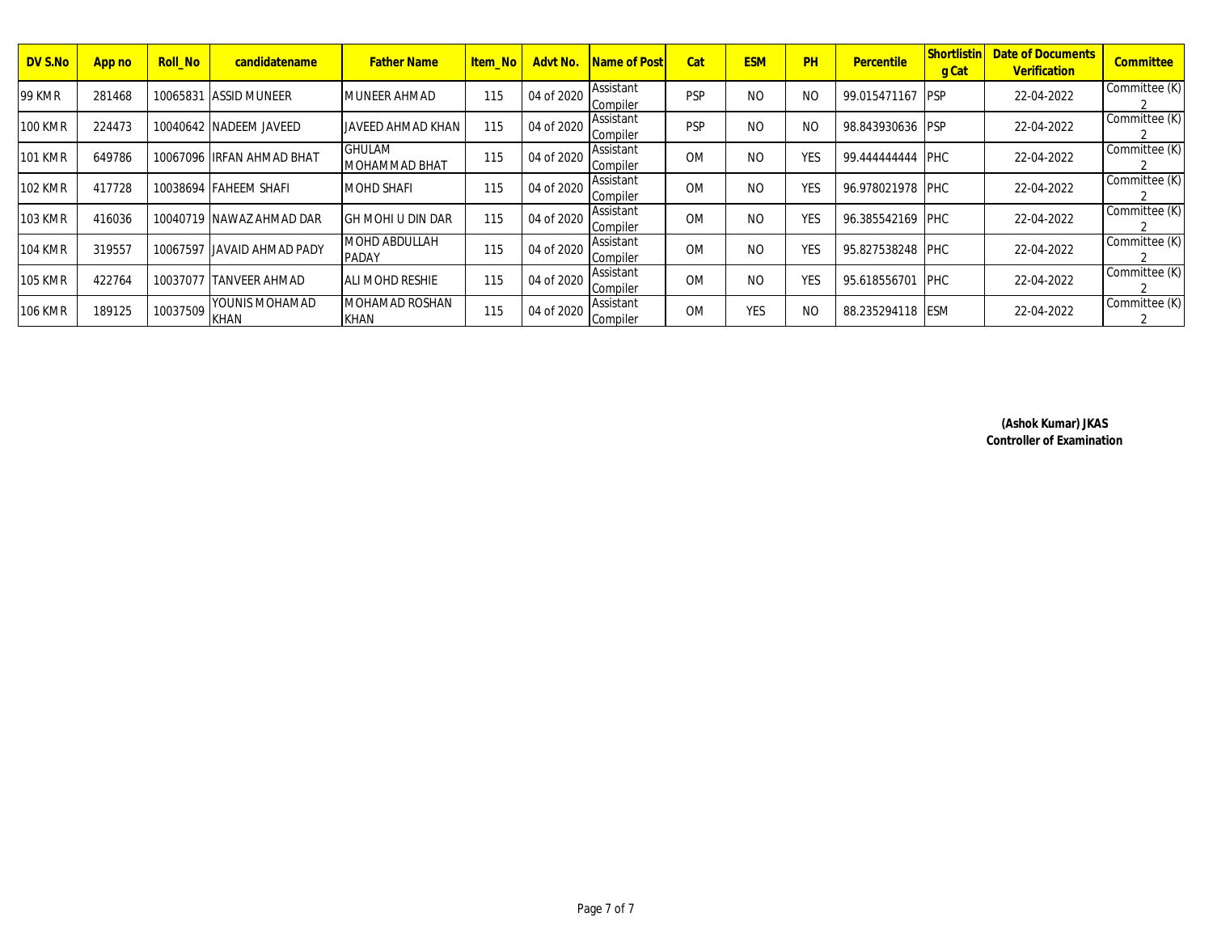| DV S.No | App no | Roll_No | candidatename | Father Name | Item_No | Advt No. | Name of Post | Cat | ESM | PH | Percentile | Shortlisting Cat | Date of Documents Verification | Committee |
|---|---|---|---|---|---|---|---|---|---|---|---|---|---|---|
| 99 KMR | 281468 | 10065831 | ASSID MUNEER | MUNEER AHMAD | 115 | 04 of 2020 | Assistant Compiler | PSP | NO | NO | 99.015471167 | PSP | 22-04-2022 | Committee (K) 2 |
| 100 KMR | 224473 | 10040642 | NADEEM JAVEED | JAVEED AHMAD KHAN | 115 | 04 of 2020 | Assistant Compiler | PSP | NO | NO | 98.843930636 | PSP | 22-04-2022 | Committee (K) 2 |
| 101 KMR | 649786 | 10067096 | IRFAN AHMAD BHAT | GHULAM MOHAMMAD BHAT | 115 | 04 of 2020 | Assistant Compiler | OM | NO | YES | 99.444444444 | PHC | 22-04-2022 | Committee (K) 2 |
| 102 KMR | 417728 | 10038694 | FAHEEM SHAFI | MOHD SHAFI | 115 | 04 of 2020 | Assistant Compiler | OM | NO | YES | 96.978021978 | PHC | 22-04-2022 | Committee (K) 2 |
| 103 KMR | 416036 | 10040719 | NAWAZ AHMAD DAR | GH MOHI U DIN DAR | 115 | 04 of 2020 | Assistant Compiler | OM | NO | YES | 96.385542169 | PHC | 22-04-2022 | Committee (K) 2 |
| 104 KMR | 319557 | 10067597 | JAVAID AHMAD PADY | MOHD ABDULLAH PADAY | 115 | 04 of 2020 | Assistant Compiler | OM | NO | YES | 95.827538248 | PHC | 22-04-2022 | Committee (K) 2 |
| 105 KMR | 422764 | 10037077 | TANVEER AHMAD | ALI MOHD RESHIE | 115 | 04 of 2020 | Assistant Compiler | OM | NO | YES | 95.618556701 | PHC | 22-04-2022 | Committee (K) 2 |
| 106 KMR | 189125 | 10037509 | YOUNIS MOHAMAD KHAN | MOHAMAD ROSHAN KHAN | 115 | 04 of 2020 | Assistant Compiler | OM | YES | NO | 88.235294118 | ESM | 22-04-2022 | Committee (K) 2 |

**(Ashok Kumar) JKAS**
**Controller of Examination**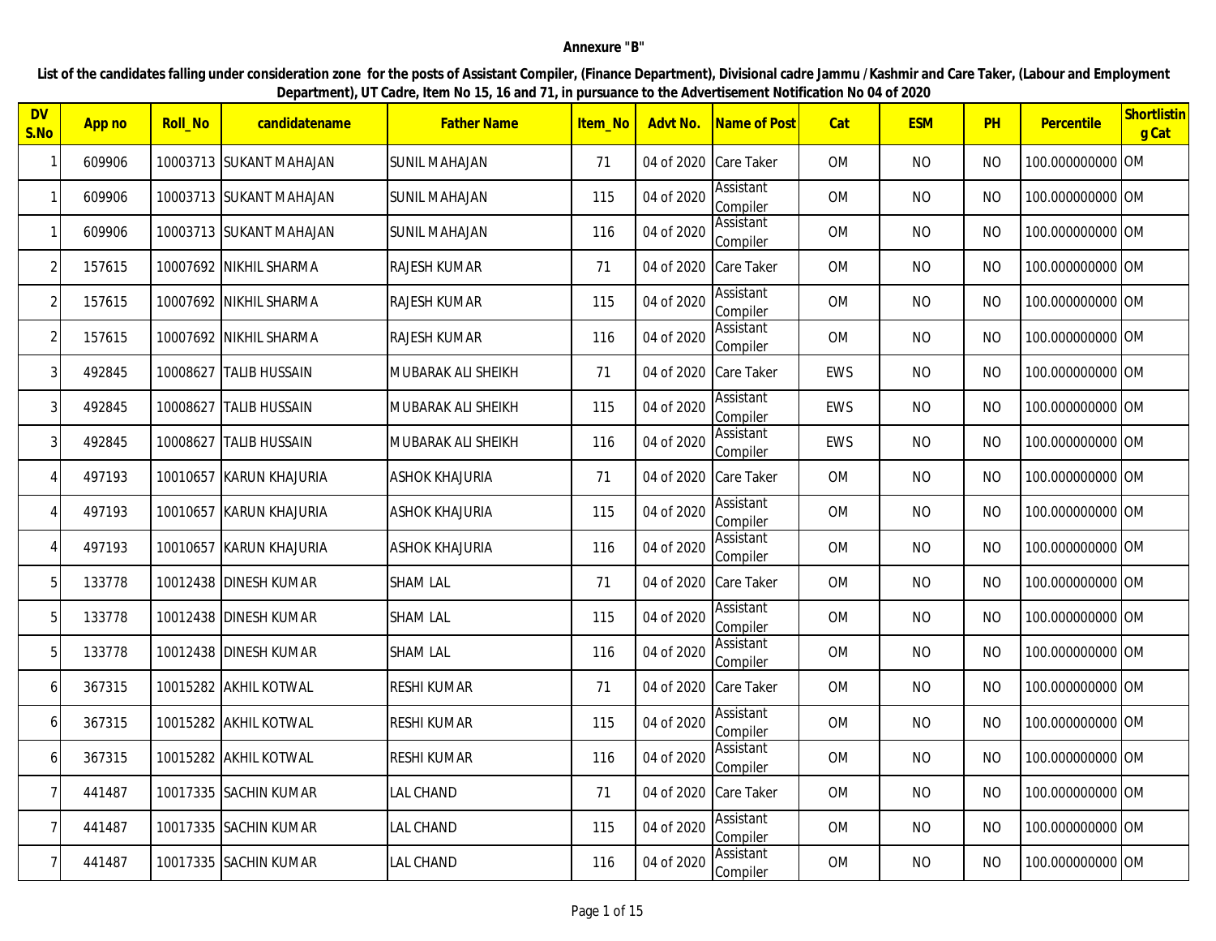Annexure "B"

**List of the candidates falling under consideration zone for the posts of Assistant Compiler, (Finance Department), Divisional cadre Jammu / Kashmir and Care Taker, (Labour and Employment Department), UT Cadre, Item No 15, 16 and 71, in pursuance to the Advertisement Notification No 04 of 2020**

| DV S.No | App no | Roll_No | candidatename | Father Name | Item_No | Advt No. | Name of Post | Cat | ESM | PH | Percentile | Shortlisting Cat |
|---|---|---|---|---|---|---|---|---|---|---|---|---|
| 1 | 609906 | 10003713 | SUKANT MAHAJAN | SUNIL MAHAJAN | 71 | 04 of 2020 | Care Taker | OM | NO | NO | 100.000000000 | OM |
| 1 | 609906 | 10003713 | SUKANT MAHAJAN | SUNIL MAHAJAN | 115 | 04 of 2020 | Assistant Compiler | OM | NO | NO | 100.000000000 | OM |
| 1 | 609906 | 10003713 | SUKANT MAHAJAN | SUNIL MAHAJAN | 116 | 04 of 2020 | Assistant Compiler | OM | NO | NO | 100.000000000 | OM |
| 2 | 157615 | 10007692 | NIKHIL SHARMA | RAJESH KUMAR | 71 | 04 of 2020 | Care Taker | OM | NO | NO | 100.000000000 | OM |
| 2 | 157615 | 10007692 | NIKHIL SHARMA | RAJESH KUMAR | 115 | 04 of 2020 | Assistant Compiler | OM | NO | NO | 100.000000000 | OM |
| 2 | 157615 | 10007692 | NIKHIL SHARMA | RAJESH KUMAR | 116 | 04 of 2020 | Assistant Compiler | OM | NO | NO | 100.000000000 | OM |
| 3 | 492845 | 10008627 | TALIB HUSSAIN | MUBARAK ALI SHEIKH | 71 | 04 of 2020 | Care Taker | EWS | NO | NO | 100.000000000 | OM |
| 3 | 492845 | 10008627 | TALIB HUSSAIN | MUBARAK ALI SHEIKH | 115 | 04 of 2020 | Assistant Compiler | EWS | NO | NO | 100.000000000 | OM |
| 3 | 492845 | 10008627 | TALIB HUSSAIN | MUBARAK ALI SHEIKH | 116 | 04 of 2020 | Assistant Compiler | EWS | NO | NO | 100.000000000 | OM |
| 4 | 497193 | 10010657 | KARUN KHAJURIA | ASHOK KHAJURIA | 71 | 04 of 2020 | Care Taker | OM | NO | NO | 100.000000000 | OM |
| 4 | 497193 | 10010657 | KARUN KHAJURIA | ASHOK KHAJURIA | 115 | 04 of 2020 | Assistant Compiler | OM | NO | NO | 100.000000000 | OM |
| 4 | 497193 | 10010657 | KARUN KHAJURIA | ASHOK KHAJURIA | 116 | 04 of 2020 | Assistant Compiler | OM | NO | NO | 100.000000000 | OM |
| 5 | 133778 | 10012438 | DINESH KUMAR | SHAM LAL | 71 | 04 of 2020 | Care Taker | OM | NO | NO | 100.000000000 | OM |
| 5 | 133778 | 10012438 | DINESH KUMAR | SHAM LAL | 115 | 04 of 2020 | Assistant Compiler | OM | NO | NO | 100.000000000 | OM |
| 5 | 133778 | 10012438 | DINESH KUMAR | SHAM LAL | 116 | 04 of 2020 | Assistant Compiler | OM | NO | NO | 100.000000000 | OM |
| 6 | 367315 | 10015282 | AKHIL KOTWAL | RESHI KUMAR | 71 | 04 of 2020 | Care Taker | OM | NO | NO | 100.000000000 | OM |
| 6 | 367315 | 10015282 | AKHIL KOTWAL | RESHI KUMAR | 115 | 04 of 2020 | Assistant Compiler | OM | NO | NO | 100.000000000 | OM |
| 6 | 367315 | 10015282 | AKHIL KOTWAL | RESHI KUMAR | 116 | 04 of 2020 | Assistant Compiler | OM | NO | NO | 100.000000000 | OM |
| 7 | 441487 | 10017335 | SACHIN KUMAR | LAL CHAND | 71 | 04 of 2020 | Care Taker | OM | NO | NO | 100.000000000 | OM |
| 7 | 441487 | 10017335 | SACHIN KUMAR | LAL CHAND | 115 | 04 of 2020 | Assistant Compiler | OM | NO | NO | 100.000000000 | OM |
| 7 | 441487 | 10017335 | SACHIN KUMAR | LAL CHAND | 116 | 04 of 2020 | Assistant Compiler | OM | NO | NO | 100.000000000 | OM |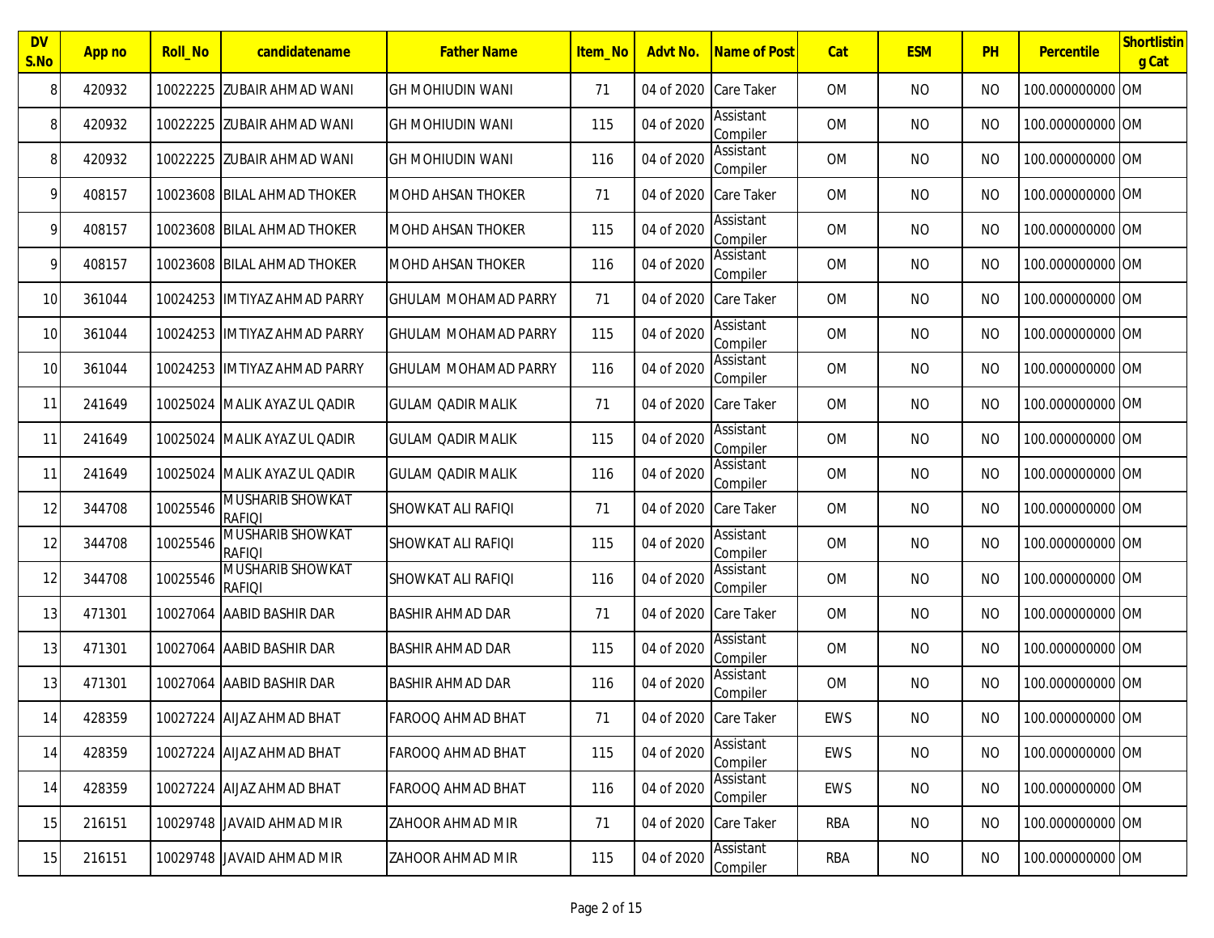| DV S.No | App no | Roll_No | candidatename | Father Name | Item_No | Advt No. | Name of Post | Cat | ESM | PH | Percentile | Shortlisting Cat |
|---|---|---|---|---|---|---|---|---|---|---|---|---|
| 8 | 420932 | 10022225 | ZUBAIR AHMAD WANI | GH MOHIUDIN WANI | 71 | 04 of 2020 | Care Taker | OM | NO | NO | 100.000000000 | OM |
| 8 | 420932 | 10022225 | ZUBAIR AHMAD WANI | GH MOHIUDIN WANI | 115 | 04 of 2020 | Assistant Compiler | OM | NO | NO | 100.000000000 | OM |
| 8 | 420932 | 10022225 | ZUBAIR AHMAD WANI | GH MOHIUDIN WANI | 116 | 04 of 2020 | Assistant Compiler | OM | NO | NO | 100.000000000 | OM |
| 9 | 408157 | 10023608 | BILAL AHMAD THOKER | MOHD AHSAN THOKER | 71 | 04 of 2020 | Care Taker | OM | NO | NO | 100.000000000 | OM |
| 9 | 408157 | 10023608 | BILAL AHMAD THOKER | MOHD AHSAN THOKER | 115 | 04 of 2020 | Assistant Compiler | OM | NO | NO | 100.000000000 | OM |
| 9 | 408157 | 10023608 | BILAL AHMAD THOKER | MOHD AHSAN THOKER | 116 | 04 of 2020 | Assistant Compiler | OM | NO | NO | 100.000000000 | OM |
| 10 | 361044 | 10024253 | IMTIYAZ AHMAD PARRY | GHULAM MOHAMAD PARRY | 71 | 04 of 2020 | Care Taker | OM | NO | NO | 100.000000000 | OM |
| 10 | 361044 | 10024253 | IMTIYAZ AHMAD PARRY | GHULAM MOHAMAD PARRY | 115 | 04 of 2020 | Assistant Compiler | OM | NO | NO | 100.000000000 | OM |
| 10 | 361044 | 10024253 | IMTIYAZ AHMAD PARRY | GHULAM MOHAMAD PARRY | 116 | 04 of 2020 | Assistant Compiler | OM | NO | NO | 100.000000000 | OM |
| 11 | 241649 | 10025024 | MALIK AYAZ UL QADIR | GULAM QADIR MALIK | 71 | 04 of 2020 | Care Taker | OM | NO | NO | 100.000000000 | OM |
| 11 | 241649 | 10025024 | MALIK AYAZ UL QADIR | GULAM QADIR MALIK | 115 | 04 of 2020 | Assistant Compiler | OM | NO | NO | 100.000000000 | OM |
| 11 | 241649 | 10025024 | MALIK AYAZ UL QADIR | GULAM QADIR MALIK | 116 | 04 of 2020 | Assistant Compiler | OM | NO | NO | 100.000000000 | OM |
| 12 | 344708 | 10025546 | MUSHARIB SHOWKAT RAFIQI | SHOWKAT ALI RAFIQI | 71 | 04 of 2020 | Care Taker | OM | NO | NO | 100.000000000 | OM |
| 12 | 344708 | 10025546 | MUSHARIB SHOWKAT RAFIQI | SHOWKAT ALI RAFIQI | 115 | 04 of 2020 | Assistant Compiler | OM | NO | NO | 100.000000000 | OM |
| 12 | 344708 | 10025546 | MUSHARIB SHOWKAT RAFIQI | SHOWKAT ALI RAFIQI | 116 | 04 of 2020 | Assistant Compiler | OM | NO | NO | 100.000000000 | OM |
| 13 | 471301 | 10027064 | AABID BASHIR DAR | BASHIR AHMAD DAR | 71 | 04 of 2020 | Care Taker | OM | NO | NO | 100.000000000 | OM |
| 13 | 471301 | 10027064 | AABID BASHIR DAR | BASHIR AHMAD DAR | 115 | 04 of 2020 | Assistant Compiler | OM | NO | NO | 100.000000000 | OM |
| 13 | 471301 | 10027064 | AABID BASHIR DAR | BASHIR AHMAD DAR | 116 | 04 of 2020 | Assistant Compiler | OM | NO | NO | 100.000000000 | OM |
| 14 | 428359 | 10027224 | AIJAZ AHMAD BHAT | FAROOQ AHMAD BHAT | 71 | 04 of 2020 | Care Taker | EWS | NO | NO | 100.000000000 | OM |
| 14 | 428359 | 10027224 | AIJAZ AHMAD BHAT | FAROOQ AHMAD BHAT | 115 | 04 of 2020 | Assistant Compiler | EWS | NO | NO | 100.000000000 | OM |
| 14 | 428359 | 10027224 | AIJAZ AHMAD BHAT | FAROOQ AHMAD BHAT | 116 | 04 of 2020 | Assistant Compiler | EWS | NO | NO | 100.000000000 | OM |
| 15 | 216151 | 10029748 | JAVAID AHMAD MIR | ZAHOOR AHMAD MIR | 71 | 04 of 2020 | Care Taker | RBA | NO | NO | 100.000000000 | OM |
| 15 | 216151 | 10029748 | JAVAID AHMAD MIR | ZAHOOR AHMAD MIR | 115 | 04 of 2020 | Assistant Compiler | RBA | NO | NO | 100.000000000 | OM |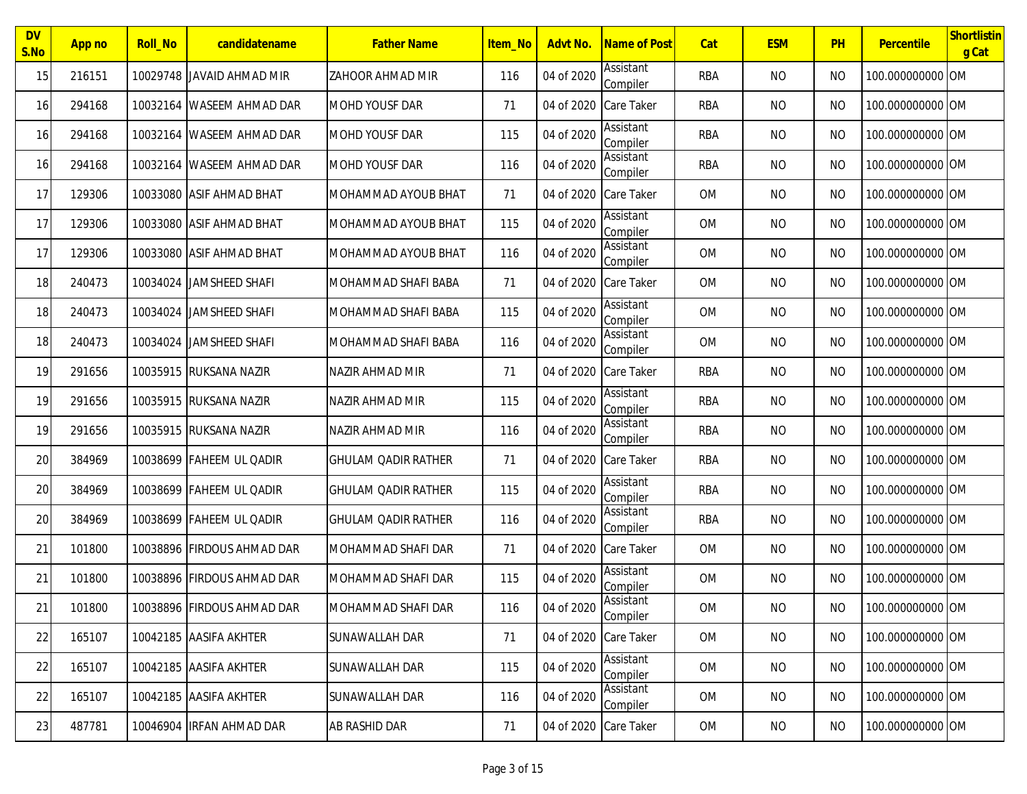| DV S.No | App no | Roll_No | candidatename | Father Name | Item_No | Advt No. | Name of Post | Cat | ESM | PH | Percentile | Shortlisting Cat |
|---|---|---|---|---|---|---|---|---|---|---|---|---|
| 15 | 216151 | 10029748 | JAVAID AHMAD MIR | ZAHOOR AHMAD MIR | 116 | 04 of 2020 | Assistant Compiler | RBA | NO | NO | 100.000000000 | OM |
| 16 | 294168 | 10032164 | WASEEM AHMAD DAR | MOHD YOUSF DAR | 71 | 04 of 2020 | Care Taker | RBA | NO | NO | 100.000000000 | OM |
| 16 | 294168 | 10032164 | WASEEM AHMAD DAR | MOHD YOUSF DAR | 115 | 04 of 2020 | Assistant Compiler | RBA | NO | NO | 100.000000000 | OM |
| 16 | 294168 | 10032164 | WASEEM AHMAD DAR | MOHD YOUSF DAR | 116 | 04 of 2020 | Assistant Compiler | RBA | NO | NO | 100.000000000 | OM |
| 17 | 129306 | 10033080 | ASIF AHMAD BHAT | MOHAMMAD AYOUB BHAT | 71 | 04 of 2020 | Care Taker | OM | NO | NO | 100.000000000 | OM |
| 17 | 129306 | 10033080 | ASIF AHMAD BHAT | MOHAMMAD AYOUB BHAT | 115 | 04 of 2020 | Assistant Compiler | OM | NO | NO | 100.000000000 | OM |
| 17 | 129306 | 10033080 | ASIF AHMAD BHAT | MOHAMMAD AYOUB BHAT | 116 | 04 of 2020 | Assistant Compiler | OM | NO | NO | 100.000000000 | OM |
| 18 | 240473 | 10034024 | JAMSHEED SHAFI | MOHAMMAD SHAFI BABA | 71 | 04 of 2020 | Care Taker | OM | NO | NO | 100.000000000 | OM |
| 18 | 240473 | 10034024 | JAMSHEED SHAFI | MOHAMMAD SHAFI BABA | 115 | 04 of 2020 | Assistant Compiler | OM | NO | NO | 100.000000000 | OM |
| 18 | 240473 | 10034024 | JAMSHEED SHAFI | MOHAMMAD SHAFI BABA | 116 | 04 of 2020 | Assistant Compiler | OM | NO | NO | 100.000000000 | OM |
| 19 | 291656 | 10035915 | RUKSANA NAZIR | NAZIR AHMAD MIR | 71 | 04 of 2020 | Care Taker | RBA | NO | NO | 100.000000000 | OM |
| 19 | 291656 | 10035915 | RUKSANA NAZIR | NAZIR AHMAD MIR | 115 | 04 of 2020 | Assistant Compiler | RBA | NO | NO | 100.000000000 | OM |
| 19 | 291656 | 10035915 | RUKSANA NAZIR | NAZIR AHMAD MIR | 116 | 04 of 2020 | Assistant Compiler | RBA | NO | NO | 100.000000000 | OM |
| 20 | 384969 | 10038699 | FAHEEM UL QADIR | GHULAM QADIR RATHER | 71 | 04 of 2020 | Care Taker | RBA | NO | NO | 100.000000000 | OM |
| 20 | 384969 | 10038699 | FAHEEM UL QADIR | GHULAM QADIR RATHER | 115 | 04 of 2020 | Assistant Compiler | RBA | NO | NO | 100.000000000 | OM |
| 20 | 384969 | 10038699 | FAHEEM UL QADIR | GHULAM QADIR RATHER | 116 | 04 of 2020 | Assistant Compiler | RBA | NO | NO | 100.000000000 | OM |
| 21 | 101800 | 10038896 | FIRDOUS AHMAD DAR | MOHAMMAD SHAFI DAR | 71 | 04 of 2020 | Care Taker | OM | NO | NO | 100.000000000 | OM |
| 21 | 101800 | 10038896 | FIRDOUS AHMAD DAR | MOHAMMAD SHAFI DAR | 115 | 04 of 2020 | Assistant Compiler | OM | NO | NO | 100.000000000 | OM |
| 21 | 101800 | 10038896 | FIRDOUS AHMAD DAR | MOHAMMAD SHAFI DAR | 116 | 04 of 2020 | Assistant Compiler | OM | NO | NO | 100.000000000 | OM |
| 22 | 165107 | 10042185 | AASIFA AKHTER | SUNAWALLAH DAR | 71 | 04 of 2020 | Care Taker | OM | NO | NO | 100.000000000 | OM |
| 22 | 165107 | 10042185 | AASIFA AKHTER | SUNAWALLAH DAR | 115 | 04 of 2020 | Assistant Compiler | OM | NO | NO | 100.000000000 | OM |
| 22 | 165107 | 10042185 | AASIFA AKHTER | SUNAWALLAH DAR | 116 | 04 of 2020 | Assistant Compiler | OM | NO | NO | 100.000000000 | OM |
| 23 | 487781 | 10046904 | IRFAN AHMAD DAR | AB RASHID DAR | 71 | 04 of 2020 | Care Taker | OM | NO | NO | 100.000000000 | OM |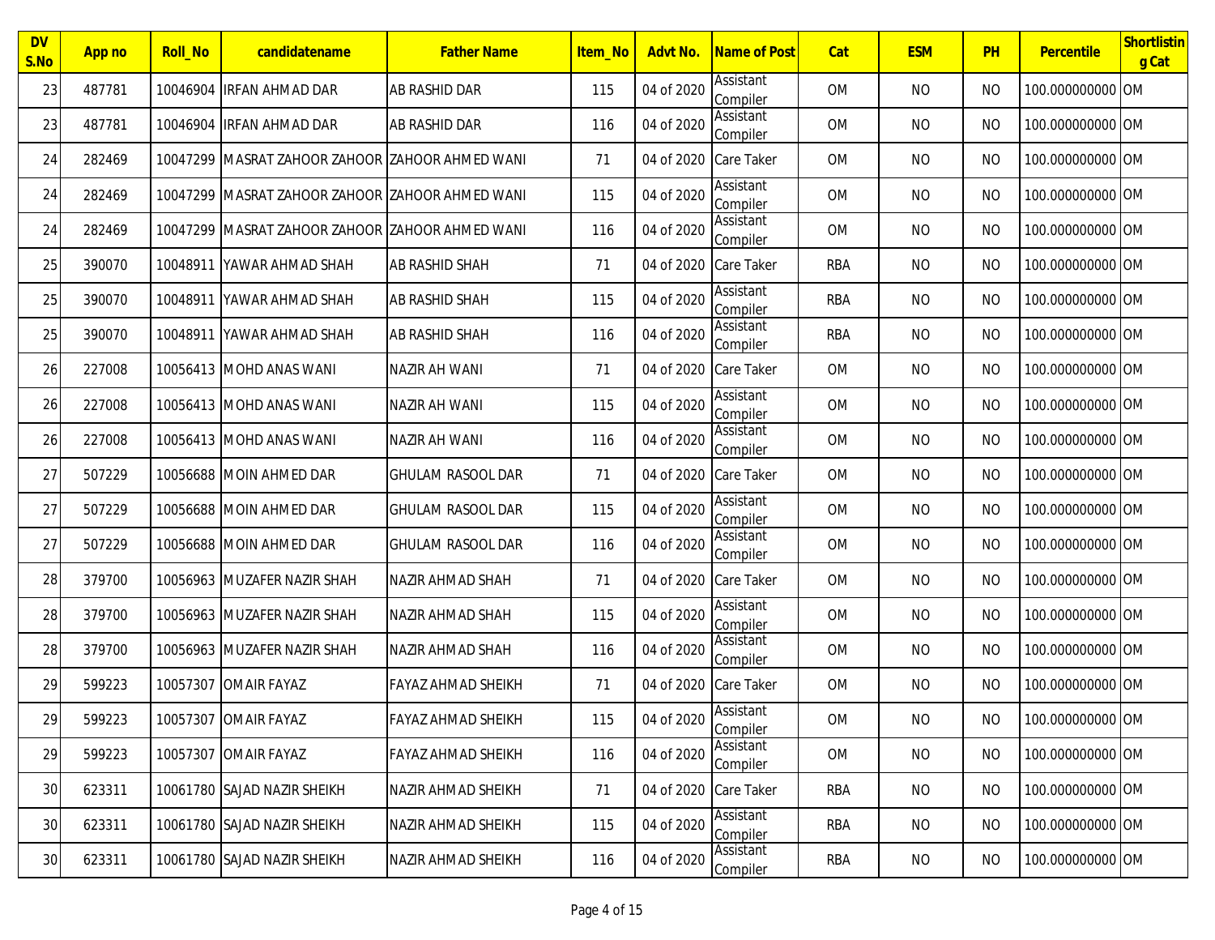| DV S.No | App no | Roll_No | candidatename | Father Name | Item_No | Advt No. | Name of Post | Cat | ESM | PH | Percentile | Shortlisting Cat |
|---|---|---|---|---|---|---|---|---|---|---|---|---|
| 23 | 487781 | 10046904 | IRFAN AHMAD DAR | AB RASHID DAR | 115 | 04 of 2020 | Assistant Compiler | OM | NO | NO | 100.000000000 | OM |
| 23 | 487781 | 10046904 | IRFAN AHMAD DAR | AB RASHID DAR | 116 | 04 of 2020 | Assistant Compiler | OM | NO | NO | 100.000000000 | OM |
| 24 | 282469 | 10047299 | MASRAT ZAHOOR ZAHOOR | ZAHOOR AHMED WANI | 71 | 04 of 2020 | Care Taker | OM | NO | NO | 100.000000000 | OM |
| 24 | 282469 | 10047299 | MASRAT ZAHOOR ZAHOOR | ZAHOOR AHMED WANI | 115 | 04 of 2020 | Assistant Compiler | OM | NO | NO | 100.000000000 | OM |
| 24 | 282469 | 10047299 | MASRAT ZAHOOR ZAHOOR | ZAHOOR AHMED WANI | 116 | 04 of 2020 | Assistant Compiler | OM | NO | NO | 100.000000000 | OM |
| 25 | 390070 | 10048911 | YAWAR AHMAD SHAH | AB RASHID SHAH | 71 | 04 of 2020 | Care Taker | RBA | NO | NO | 100.000000000 | OM |
| 25 | 390070 | 10048911 | YAWAR AHMAD SHAH | AB RASHID SHAH | 115 | 04 of 2020 | Assistant Compiler | RBA | NO | NO | 100.000000000 | OM |
| 25 | 390070 | 10048911 | YAWAR AHMAD SHAH | AB RASHID SHAH | 116 | 04 of 2020 | Assistant Compiler | RBA | NO | NO | 100.000000000 | OM |
| 26 | 227008 | 10056413 | MOHD ANAS WANI | NAZIR AH WANI | 71 | 04 of 2020 | Care Taker | OM | NO | NO | 100.000000000 | OM |
| 26 | 227008 | 10056413 | MOHD ANAS WANI | NAZIR AH WANI | 115 | 04 of 2020 | Assistant Compiler | OM | NO | NO | 100.000000000 | OM |
| 26 | 227008 | 10056413 | MOHD ANAS WANI | NAZIR AH WANI | 116 | 04 of 2020 | Assistant Compiler | OM | NO | NO | 100.000000000 | OM |
| 27 | 507229 | 10056688 | MOIN AHMED DAR | GHULAM RASOOL DAR | 71 | 04 of 2020 | Care Taker | OM | NO | NO | 100.000000000 | OM |
| 27 | 507229 | 10056688 | MOIN AHMED DAR | GHULAM RASOOL DAR | 115 | 04 of 2020 | Assistant Compiler | OM | NO | NO | 100.000000000 | OM |
| 27 | 507229 | 10056688 | MOIN AHMED DAR | GHULAM RASOOL DAR | 116 | 04 of 2020 | Assistant Compiler | OM | NO | NO | 100.000000000 | OM |
| 28 | 379700 | 10056963 | MUZAFER NAZIR SHAH | NAZIR AHMAD SHAH | 71 | 04 of 2020 | Care Taker | OM | NO | NO | 100.000000000 | OM |
| 28 | 379700 | 10056963 | MUZAFER NAZIR SHAH | NAZIR AHMAD SHAH | 115 | 04 of 2020 | Assistant Compiler | OM | NO | NO | 100.000000000 | OM |
| 28 | 379700 | 10056963 | MUZAFER NAZIR SHAH | NAZIR AHMAD SHAH | 116 | 04 of 2020 | Assistant Compiler | OM | NO | NO | 100.000000000 | OM |
| 29 | 599223 | 10057307 | OMAIR FAYAZ | FAYAZ AHMAD SHEIKH | 71 | 04 of 2020 | Care Taker | OM | NO | NO | 100.000000000 | OM |
| 29 | 599223 | 10057307 | OMAIR FAYAZ | FAYAZ AHMAD SHEIKH | 115 | 04 of 2020 | Assistant Compiler | OM | NO | NO | 100.000000000 | OM |
| 29 | 599223 | 10057307 | OMAIR FAYAZ | FAYAZ AHMAD SHEIKH | 116 | 04 of 2020 | Assistant Compiler | OM | NO | NO | 100.000000000 | OM |
| 30 | 623311 | 10061780 | SAJAD NAZIR SHEIKH | NAZIR AHMAD SHEIKH | 71 | 04 of 2020 | Care Taker | RBA | NO | NO | 100.000000000 | OM |
| 30 | 623311 | 10061780 | SAJAD NAZIR SHEIKH | NAZIR AHMAD SHEIKH | 115 | 04 of 2020 | Assistant Compiler | RBA | NO | NO | 100.000000000 | OM |
| 30 | 623311 | 10061780 | SAJAD NAZIR SHEIKH | NAZIR AHMAD SHEIKH | 116 | 04 of 2020 | Assistant Compiler | RBA | NO | NO | 100.000000000 | OM |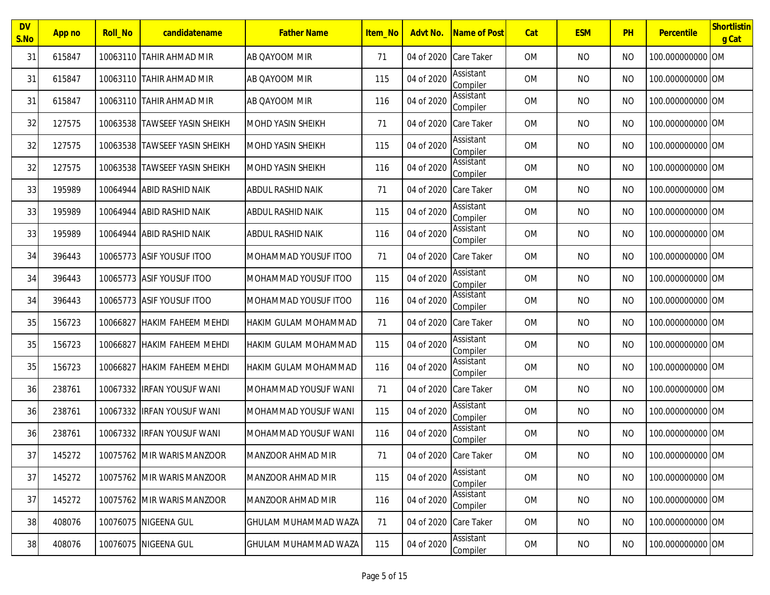| DV S.No | App no | Roll_No | candidatename | Father Name | Item_No | Advt No. | Name of Post | Cat | ESM | PH | Percentile | Shortlisting Cat |
|---|---|---|---|---|---|---|---|---|---|---|---|---|
| 31 | 615847 | 10063110 | TAHIR AHMAD MIR | AB QAYOOM MIR | 71 | 04 of 2020 | Care Taker | OM | NO | NO | 100.000000000 | OM |
| 31 | 615847 | 10063110 | TAHIR AHMAD MIR | AB QAYOOM MIR | 115 | 04 of 2020 | Assistant Compiler | OM | NO | NO | 100.000000000 | OM |
| 31 | 615847 | 10063110 | TAHIR AHMAD MIR | AB QAYOOM MIR | 116 | 04 of 2020 | Assistant Compiler | OM | NO | NO | 100.000000000 | OM |
| 32 | 127575 | 10063538 | TAWSEEF YASIN SHEIKH | MOHD YASIN SHEIKH | 71 | 04 of 2020 | Care Taker | OM | NO | NO | 100.000000000 | OM |
| 32 | 127575 | 10063538 | TAWSEEF YASIN SHEIKH | MOHD YASIN SHEIKH | 115 | 04 of 2020 | Assistant Compiler | OM | NO | NO | 100.000000000 | OM |
| 32 | 127575 | 10063538 | TAWSEEF YASIN SHEIKH | MOHD YASIN SHEIKH | 116 | 04 of 2020 | Assistant Compiler | OM | NO | NO | 100.000000000 | OM |
| 33 | 195989 | 10064944 | ABID RASHID NAIK | ABDUL RASHID NAIK | 71 | 04 of 2020 | Care Taker | OM | NO | NO | 100.000000000 | OM |
| 33 | 195989 | 10064944 | ABID RASHID NAIK | ABDUL RASHID NAIK | 115 | 04 of 2020 | Assistant Compiler | OM | NO | NO | 100.000000000 | OM |
| 33 | 195989 | 10064944 | ABID RASHID NAIK | ABDUL RASHID NAIK | 116 | 04 of 2020 | Assistant Compiler | OM | NO | NO | 100.000000000 | OM |
| 34 | 396443 | 10065773 | ASIF YOUSUF ITOO | MOHAMMAD YOUSUF ITOO | 71 | 04 of 2020 | Care Taker | OM | NO | NO | 100.000000000 | OM |
| 34 | 396443 | 10065773 | ASIF YOUSUF ITOO | MOHAMMAD YOUSUF ITOO | 115 | 04 of 2020 | Assistant Compiler | OM | NO | NO | 100.000000000 | OM |
| 34 | 396443 | 10065773 | ASIF YOUSUF ITOO | MOHAMMAD YOUSUF ITOO | 116 | 04 of 2020 | Assistant Compiler | OM | NO | NO | 100.000000000 | OM |
| 35 | 156723 | 10066827 | HAKIM FAHEEM MEHDI | HAKIM GULAM MOHAMMAD | 71 | 04 of 2020 | Care Taker | OM | NO | NO | 100.000000000 | OM |
| 35 | 156723 | 10066827 | HAKIM FAHEEM MEHDI | HAKIM GULAM MOHAMMAD | 115 | 04 of 2020 | Assistant Compiler | OM | NO | NO | 100.000000000 | OM |
| 35 | 156723 | 10066827 | HAKIM FAHEEM MEHDI | HAKIM GULAM MOHAMMAD | 116 | 04 of 2020 | Assistant Compiler | OM | NO | NO | 100.000000000 | OM |
| 36 | 238761 | 10067332 | IRFAN YOUSUF WANI | MOHAMMAD YOUSUF WANI | 71 | 04 of 2020 | Care Taker | OM | NO | NO | 100.000000000 | OM |
| 36 | 238761 | 10067332 | IRFAN YOUSUF WANI | MOHAMMAD YOUSUF WANI | 115 | 04 of 2020 | Assistant Compiler | OM | NO | NO | 100.000000000 | OM |
| 36 | 238761 | 10067332 | IRFAN YOUSUF WANI | MOHAMMAD YOUSUF WANI | 116 | 04 of 2020 | Assistant Compiler | OM | NO | NO | 100.000000000 | OM |
| 37 | 145272 | 10075762 | MIR WARIS MANZOOR | MANZOOR AHMAD MIR | 71 | 04 of 2020 | Care Taker | OM | NO | NO | 100.000000000 | OM |
| 37 | 145272 | 10075762 | MIR WARIS MANZOOR | MANZOOR AHMAD MIR | 115 | 04 of 2020 | Assistant Compiler | OM | NO | NO | 100.000000000 | OM |
| 37 | 145272 | 10075762 | MIR WARIS MANZOOR | MANZOOR AHMAD MIR | 116 | 04 of 2020 | Assistant Compiler | OM | NO | NO | 100.000000000 | OM |
| 38 | 408076 | 10076075 | NIGEENA GUL | GHULAM MUHAMMAD WAZA | 71 | 04 of 2020 | Care Taker | OM | NO | NO | 100.000000000 | OM |
| 38 | 408076 | 10076075 | NIGEENA GUL | GHULAM MUHAMMAD WAZA | 115 | 04 of 2020 | Assistant Compiler | OM | NO | NO | 100.000000000 | OM |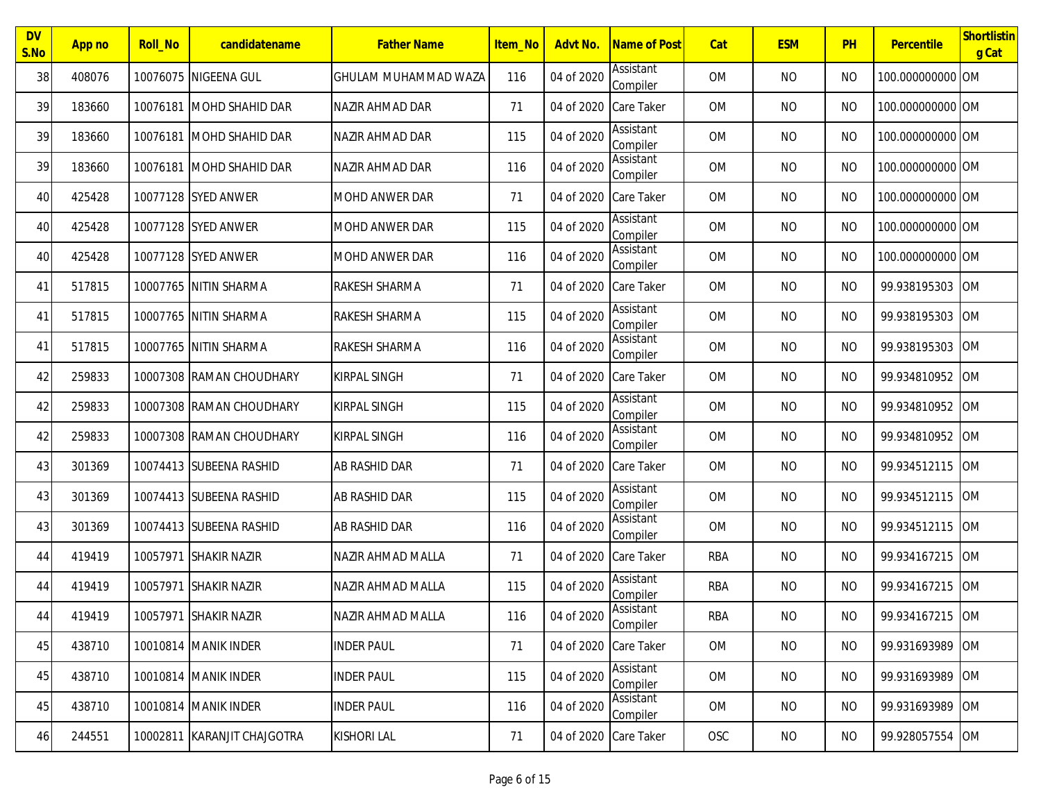| DV S.No | App no | Roll_No | candidatename | Father Name | Item_No | Advt No. | Name of Post | Cat | ESM | PH | Percentile | Shortlisting Cat |
|---|---|---|---|---|---|---|---|---|---|---|---|---|
| 38 | 408076 | 10076075 | NIGEENA GUL | GHULAM MUHAMMAD WAZA | 116 | 04 of 2020 | Assistant Compiler | OM | NO | NO | 100.000000000 | OM |
| 39 | 183660 | 10076181 | MOHD SHAHID DAR | NAZIR AHMAD DAR | 71 | 04 of 2020 | Care Taker | OM | NO | NO | 100.000000000 | OM |
| 39 | 183660 | 10076181 | MOHD SHAHID DAR | NAZIR AHMAD DAR | 115 | 04 of 2020 | Assistant Compiler | OM | NO | NO | 100.000000000 | OM |
| 39 | 183660 | 10076181 | MOHD SHAHID DAR | NAZIR AHMAD DAR | 116 | 04 of 2020 | Assistant Compiler | OM | NO | NO | 100.000000000 | OM |
| 40 | 425428 | 10077128 | SYED ANWER | MOHD ANWER DAR | 71 | 04 of 2020 | Care Taker | OM | NO | NO | 100.000000000 | OM |
| 40 | 425428 | 10077128 | SYED ANWER | MOHD ANWER DAR | 115 | 04 of 2020 | Assistant Compiler | OM | NO | NO | 100.000000000 | OM |
| 40 | 425428 | 10077128 | SYED ANWER | MOHD ANWER DAR | 116 | 04 of 2020 | Assistant Compiler | OM | NO | NO | 100.000000000 | OM |
| 41 | 517815 | 10007765 | NITIN SHARMA | RAKESH SHARMA | 71 | 04 of 2020 | Care Taker | OM | NO | NO | 99.938195303 | OM |
| 41 | 517815 | 10007765 | NITIN SHARMA | RAKESH SHARMA | 115 | 04 of 2020 | Assistant Compiler | OM | NO | NO | 99.938195303 | OM |
| 41 | 517815 | 10007765 | NITIN SHARMA | RAKESH SHARMA | 116 | 04 of 2020 | Assistant Compiler | OM | NO | NO | 99.938195303 | OM |
| 42 | 259833 | 10007308 | RAMAN CHOUDHARY | KIRPAL SINGH | 71 | 04 of 2020 | Care Taker | OM | NO | NO | 99.934810952 | OM |
| 42 | 259833 | 10007308 | RAMAN CHOUDHARY | KIRPAL SINGH | 115 | 04 of 2020 | Assistant Compiler | OM | NO | NO | 99.934810952 | OM |
| 42 | 259833 | 10007308 | RAMAN CHOUDHARY | KIRPAL SINGH | 116 | 04 of 2020 | Assistant Compiler | OM | NO | NO | 99.934810952 | OM |
| 43 | 301369 | 10074413 | SUBEENA RASHID | AB RASHID DAR | 71 | 04 of 2020 | Care Taker | OM | NO | NO | 99.934512115 | OM |
| 43 | 301369 | 10074413 | SUBEENA RASHID | AB RASHID DAR | 115 | 04 of 2020 | Assistant Compiler | OM | NO | NO | 99.934512115 | OM |
| 43 | 301369 | 10074413 | SUBEENA RASHID | AB RASHID DAR | 116 | 04 of 2020 | Assistant Compiler | OM | NO | NO | 99.934512115 | OM |
| 44 | 419419 | 10057971 | SHAKIR NAZIR | NAZIR AHMAD MALLA | 71 | 04 of 2020 | Care Taker | RBA | NO | NO | 99.934167215 | OM |
| 44 | 419419 | 10057971 | SHAKIR NAZIR | NAZIR AHMAD MALLA | 115 | 04 of 2020 | Assistant Compiler | RBA | NO | NO | 99.934167215 | OM |
| 44 | 419419 | 10057971 | SHAKIR NAZIR | NAZIR AHMAD MALLA | 116 | 04 of 2020 | Assistant Compiler | RBA | NO | NO | 99.934167215 | OM |
| 45 | 438710 | 10010814 | MANIK INDER | INDER PAUL | 71 | 04 of 2020 | Care Taker | OM | NO | NO | 99.931693989 | OM |
| 45 | 438710 | 10010814 | MANIK INDER | INDER PAUL | 115 | 04 of 2020 | Assistant Compiler | OM | NO | NO | 99.931693989 | OM |
| 45 | 438710 | 10010814 | MANIK INDER | INDER PAUL | 116 | 04 of 2020 | Assistant Compiler | OM | NO | NO | 99.931693989 | OM |
| 46 | 244551 | 10002811 | KARANJIT CHAJGOTRA | KISHORI LAL | 71 | 04 of 2020 | Care Taker | OSC | NO | NO | 99.928057554 | OM |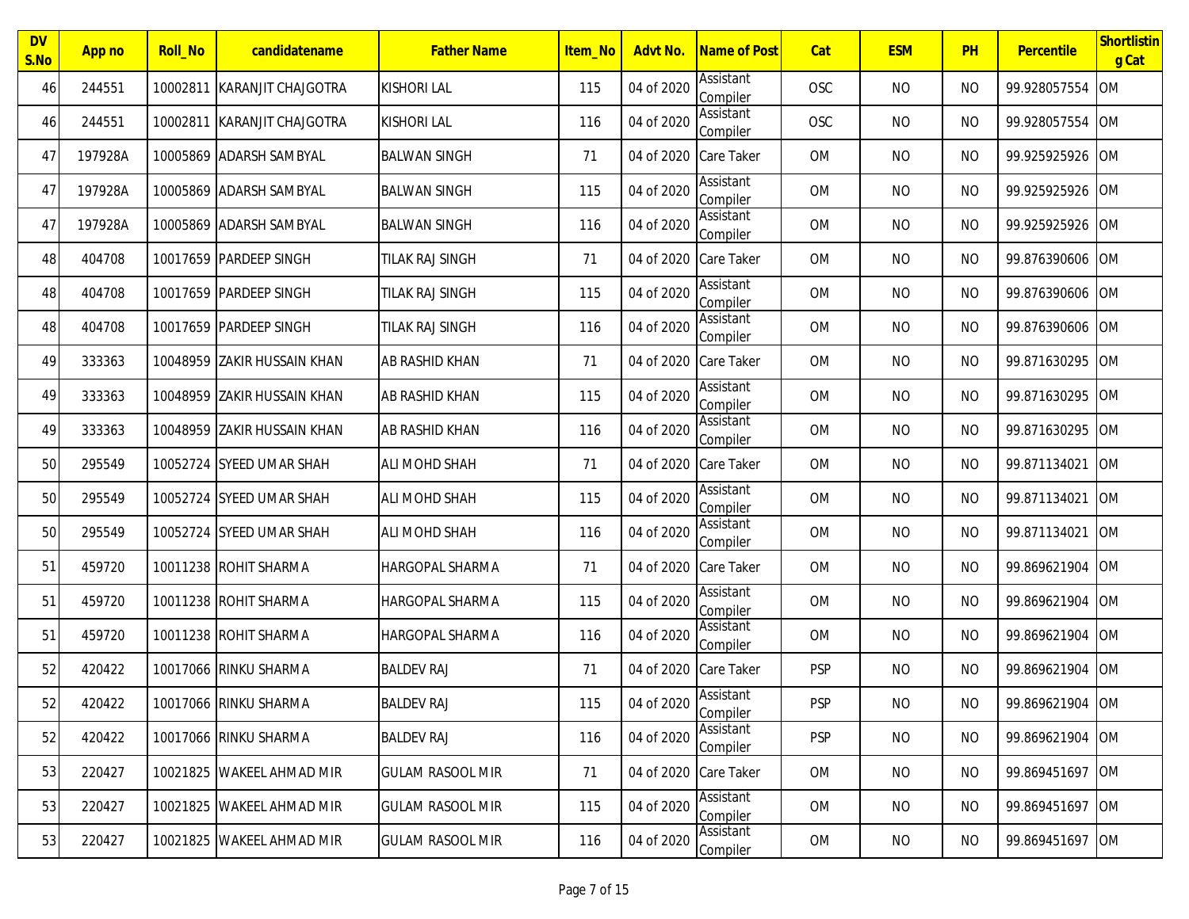| DV S.No | App no | Roll_No | candidatename | Father Name | Item_No | Advt No. | Name of Post | Cat | ESM | PH | Percentile | Shortlisting Cat |
|---|---|---|---|---|---|---|---|---|---|---|---|---|
| 46 | 244551 | 10002811 | KARANJIT CHAJGOTRA | KISHORI LAL | 115 | 04 of 2020 | Assistant Compiler | OSC | NO | NO | 99.928057554 | OM |
| 46 | 244551 | 10002811 | KARANJIT CHAJGOTRA | KISHORI LAL | 116 | 04 of 2020 | Assistant Compiler | OSC | NO | NO | 99.928057554 | OM |
| 47 | 197928A | 10005869 | ADARSH SAMBYAL | BALWAN SINGH | 71 | 04 of 2020 | Care Taker | OM | NO | NO | 99.925925926 | OM |
| 47 | 197928A | 10005869 | ADARSH SAMBYAL | BALWAN SINGH | 115 | 04 of 2020 | Assistant Compiler | OM | NO | NO | 99.925925926 | OM |
| 47 | 197928A | 10005869 | ADARSH SAMBYAL | BALWAN SINGH | 116 | 04 of 2020 | Assistant Compiler | OM | NO | NO | 99.925925926 | OM |
| 48 | 404708 | 10017659 | PARDEEP SINGH | TILAK RAJ SINGH | 71 | 04 of 2020 | Care Taker | OM | NO | NO | 99.876390606 | OM |
| 48 | 404708 | 10017659 | PARDEEP SINGH | TILAK RAJ SINGH | 115 | 04 of 2020 | Assistant Compiler | OM | NO | NO | 99.876390606 | OM |
| 48 | 404708 | 10017659 | PARDEEP SINGH | TILAK RAJ SINGH | 116 | 04 of 2020 | Assistant Compiler | OM | NO | NO | 99.876390606 | OM |
| 49 | 333363 | 10048959 | ZAKIR HUSSAIN KHAN | AB RASHID KHAN | 71 | 04 of 2020 | Care Taker | OM | NO | NO | 99.871630295 | OM |
| 49 | 333363 | 10048959 | ZAKIR HUSSAIN KHAN | AB RASHID KHAN | 115 | 04 of 2020 | Assistant Compiler | OM | NO | NO | 99.871630295 | OM |
| 49 | 333363 | 10048959 | ZAKIR HUSSAIN KHAN | AB RASHID KHAN | 116 | 04 of 2020 | Assistant Compiler | OM | NO | NO | 99.871630295 | OM |
| 50 | 295549 | 10052724 | SYEED UMAR SHAH | ALI MOHD SHAH | 71 | 04 of 2020 | Care Taker | OM | NO | NO | 99.871134021 | OM |
| 50 | 295549 | 10052724 | SYEED UMAR SHAH | ALI MOHD SHAH | 115 | 04 of 2020 | Assistant Compiler | OM | NO | NO | 99.871134021 | OM |
| 50 | 295549 | 10052724 | SYEED UMAR SHAH | ALI MOHD SHAH | 116 | 04 of 2020 | Assistant Compiler | OM | NO | NO | 99.871134021 | OM |
| 51 | 459720 | 10011238 | ROHIT SHARMA | HARGOPAL SHARMA | 71 | 04 of 2020 | Care Taker | OM | NO | NO | 99.869621904 | OM |
| 51 | 459720 | 10011238 | ROHIT SHARMA | HARGOPAL SHARMA | 115 | 04 of 2020 | Assistant Compiler | OM | NO | NO | 99.869621904 | OM |
| 51 | 459720 | 10011238 | ROHIT SHARMA | HARGOPAL SHARMA | 116 | 04 of 2020 | Assistant Compiler | OM | NO | NO | 99.869621904 | OM |
| 52 | 420422 | 10017066 | RINKU SHARMA | BALDEV RAJ | 71 | 04 of 2020 | Care Taker | PSP | NO | NO | 99.869621904 | OM |
| 52 | 420422 | 10017066 | RINKU SHARMA | BALDEV RAJ | 115 | 04 of 2020 | Assistant Compiler | PSP | NO | NO | 99.869621904 | OM |
| 52 | 420422 | 10017066 | RINKU SHARMA | BALDEV RAJ | 116 | 04 of 2020 | Assistant Compiler | PSP | NO | NO | 99.869621904 | OM |
| 53 | 220427 | 10021825 | WAKEEL AHMAD MIR | GULAM RASOOL MIR | 71 | 04 of 2020 | Care Taker | OM | NO | NO | 99.869451697 | OM |
| 53 | 220427 | 10021825 | WAKEEL AHMAD MIR | GULAM RASOOL MIR | 115 | 04 of 2020 | Assistant Compiler | OM | NO | NO | 99.869451697 | OM |
| 53 | 220427 | 10021825 | WAKEEL AHMAD MIR | GULAM RASOOL MIR | 116 | 04 of 2020 | Assistant Compiler | OM | NO | NO | 99.869451697 | OM |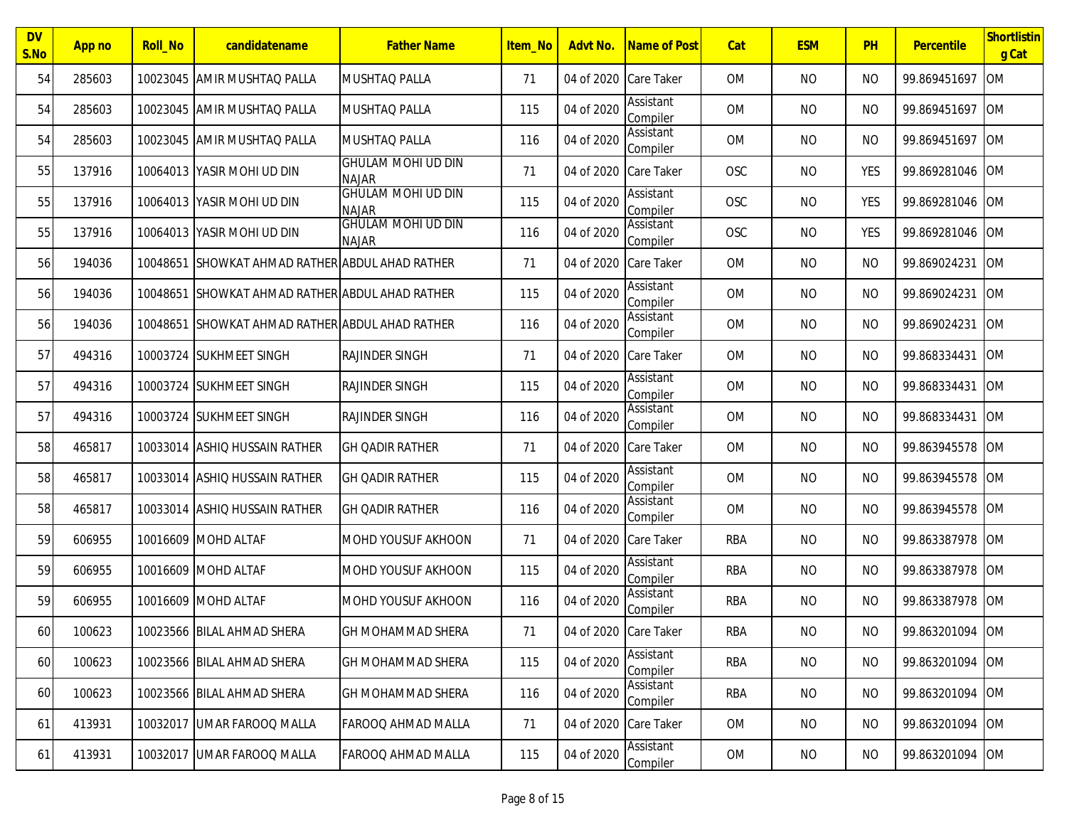| DV S.No | App no | Roll_No | candidatename | Father Name | Item_No | Advt No. | Name of Post | Cat | ESM | PH | Percentile | Shortlisting Cat |
|---|---|---|---|---|---|---|---|---|---|---|---|---|
| 54 | 285603 | 10023045 | AMIR MUSHTAQ PALLA | MUSHTAQ PALLA | 71 | 04 of 2020 | Care Taker | OM | NO | NO | 99.869451697 | OM |
| 54 | 285603 | 10023045 | AMIR MUSHTAQ PALLA | MUSHTAQ PALLA | 115 | 04 of 2020 | Assistant Compiler | OM | NO | NO | 99.869451697 | OM |
| 54 | 285603 | 10023045 | AMIR MUSHTAQ PALLA | MUSHTAQ PALLA | 116 | 04 of 2020 | Assistant Compiler | OM | NO | NO | 99.869451697 | OM |
| 55 | 137916 | 10064013 | YASIR MOHI UD DIN | GHULAM MOHI UD DIN NAJAR | 71 | 04 of 2020 | Care Taker | OSC | NO | YES | 99.869281046 | OM |
| 55 | 137916 | 10064013 | YASIR MOHI UD DIN | GHULAM MOHI UD DIN NAJAR | 115 | 04 of 2020 | Assistant Compiler | OSC | NO | YES | 99.869281046 | OM |
| 55 | 137916 | 10064013 | YASIR MOHI UD DIN | GHULAM MOHI UD DIN NAJAR | 116 | 04 of 2020 | Assistant Compiler | OSC | NO | YES | 99.869281046 | OM |
| 56 | 194036 | 10048651 | SHOWKAT AHMAD RATHER | ABDUL AHAD RATHER | 71 | 04 of 2020 | Care Taker | OM | NO | NO | 99.869024231 | OM |
| 56 | 194036 | 10048651 | SHOWKAT AHMAD RATHER | ABDUL AHAD RATHER | 115 | 04 of 2020 | Assistant Compiler | OM | NO | NO | 99.869024231 | OM |
| 56 | 194036 | 10048651 | SHOWKAT AHMAD RATHER | ABDUL AHAD RATHER | 116 | 04 of 2020 | Assistant Compiler | OM | NO | NO | 99.869024231 | OM |
| 57 | 494316 | 10003724 | SUKHMEET SINGH | RAJINDER SINGH | 71 | 04 of 2020 | Care Taker | OM | NO | NO | 99.868334431 | OM |
| 57 | 494316 | 10003724 | SUKHMEET SINGH | RAJINDER SINGH | 115 | 04 of 2020 | Assistant Compiler | OM | NO | NO | 99.868334431 | OM |
| 57 | 494316 | 10003724 | SUKHMEET SINGH | RAJINDER SINGH | 116 | 04 of 2020 | Assistant Compiler | OM | NO | NO | 99.868334431 | OM |
| 58 | 465817 | 10033014 | ASHIQ HUSSAIN RATHER | GH QADIR RATHER | 71 | 04 of 2020 | Care Taker | OM | NO | NO | 99.863945578 | OM |
| 58 | 465817 | 10033014 | ASHIQ HUSSAIN RATHER | GH QADIR RATHER | 115 | 04 of 2020 | Assistant Compiler | OM | NO | NO | 99.863945578 | OM |
| 58 | 465817 | 10033014 | ASHIQ HUSSAIN RATHER | GH QADIR RATHER | 116 | 04 of 2020 | Assistant Compiler | OM | NO | NO | 99.863945578 | OM |
| 59 | 606955 | 10016609 | MOHD ALTAF | MOHD YOUSUF AKHOON | 71 | 04 of 2020 | Care Taker | RBA | NO | NO | 99.863387978 | OM |
| 59 | 606955 | 10016609 | MOHD ALTAF | MOHD YOUSUF AKHOON | 115 | 04 of 2020 | Assistant Compiler | RBA | NO | NO | 99.863387978 | OM |
| 59 | 606955 | 10016609 | MOHD ALTAF | MOHD YOUSUF AKHOON | 116 | 04 of 2020 | Assistant Compiler | RBA | NO | NO | 99.863387978 | OM |
| 60 | 100623 | 10023566 | BILAL AHMAD SHERA | GH MOHAMMAD SHERA | 71 | 04 of 2020 | Care Taker | RBA | NO | NO | 99.863201094 | OM |
| 60 | 100623 | 10023566 | BILAL AHMAD SHERA | GH MOHAMMAD SHERA | 115 | 04 of 2020 | Assistant Compiler | RBA | NO | NO | 99.863201094 | OM |
| 60 | 100623 | 10023566 | BILAL AHMAD SHERA | GH MOHAMMAD SHERA | 116 | 04 of 2020 | Assistant Compiler | RBA | NO | NO | 99.863201094 | OM |
| 61 | 413931 | 10032017 | UMAR FAROOQ MALLA | FAROOQ AHMAD MALLA | 71 | 04 of 2020 | Care Taker | OM | NO | NO | 99.863201094 | OM |
| 61 | 413931 | 10032017 | UMAR FAROOQ MALLA | FAROOQ AHMAD MALLA | 115 | 04 of 2020 | Assistant Compiler | OM | NO | NO | 99.863201094 | OM |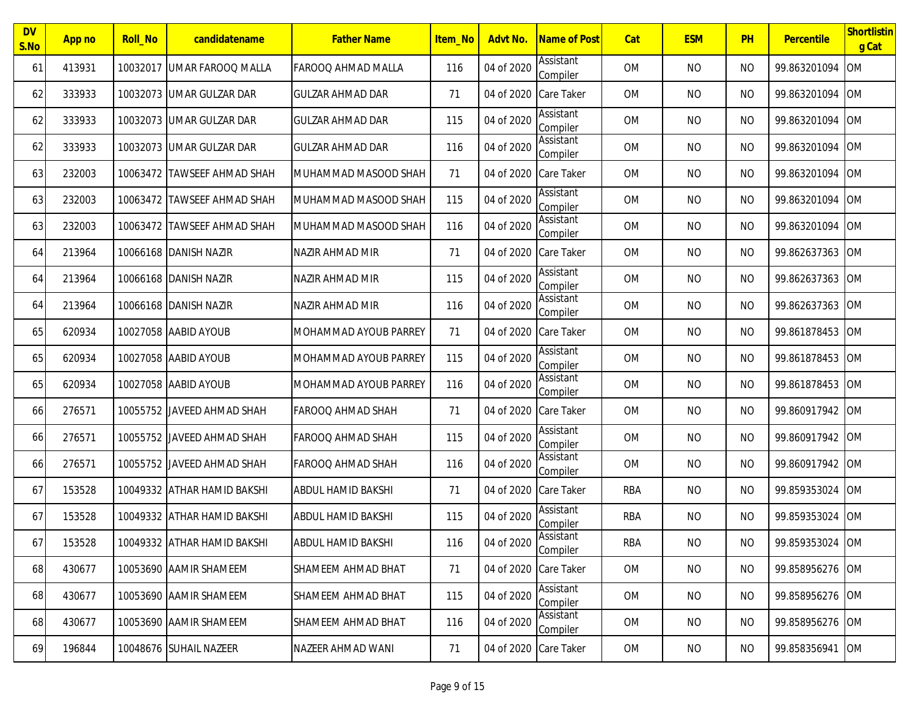| DV S.No | App no | Roll_No | candidatename | Father Name | Item_No | Advt No. | Name of Post | Cat | ESM | PH | Percentile | Shortlisting Cat |
|---|---|---|---|---|---|---|---|---|---|---|---|---|
| 61 | 413931 | 10032017 | UMAR FAROOQ MALLA | FAROOQ AHMAD MALLA | 116 | 04 of 2020 | Assistant Compiler | OM | NO | NO | 99.863201094 | OM |
| 62 | 333933 | 10032073 | UMAR GULZAR DAR | GULZAR AHMAD DAR | 71 | 04 of 2020 | Care Taker | OM | NO | NO | 99.863201094 | OM |
| 62 | 333933 | 10032073 | UMAR GULZAR DAR | GULZAR AHMAD DAR | 115 | 04 of 2020 | Assistant Compiler | OM | NO | NO | 99.863201094 | OM |
| 62 | 333933 | 10032073 | UMAR GULZAR DAR | GULZAR AHMAD DAR | 116 | 04 of 2020 | Assistant Compiler | OM | NO | NO | 99.863201094 | OM |
| 63 | 232003 | 10063472 | TAWSEEF AHMAD SHAH | MUHAMMAD MASOOD SHAH | 71 | 04 of 2020 | Care Taker | OM | NO | NO | 99.863201094 | OM |
| 63 | 232003 | 10063472 | TAWSEEF AHMAD SHAH | MUHAMMAD MASOOD SHAH | 115 | 04 of 2020 | Assistant Compiler | OM | NO | NO | 99.863201094 | OM |
| 63 | 232003 | 10063472 | TAWSEEF AHMAD SHAH | MUHAMMAD MASOOD SHAH | 116 | 04 of 2020 | Assistant Compiler | OM | NO | NO | 99.863201094 | OM |
| 64 | 213964 | 10066168 | DANISH NAZIR | NAZIR AHMAD MIR | 71 | 04 of 2020 | Care Taker | OM | NO | NO | 99.862637363 | OM |
| 64 | 213964 | 10066168 | DANISH NAZIR | NAZIR AHMAD MIR | 115 | 04 of 2020 | Assistant Compiler | OM | NO | NO | 99.862637363 | OM |
| 64 | 213964 | 10066168 | DANISH NAZIR | NAZIR AHMAD MIR | 116 | 04 of 2020 | Assistant Compiler | OM | NO | NO | 99.862637363 | OM |
| 65 | 620934 | 10027058 | AABID AYOUB | MOHAMMAD AYOUB PARREY | 71 | 04 of 2020 | Care Taker | OM | NO | NO | 99.861878453 | OM |
| 65 | 620934 | 10027058 | AABID AYOUB | MOHAMMAD AYOUB PARREY | 115 | 04 of 2020 | Assistant Compiler | OM | NO | NO | 99.861878453 | OM |
| 65 | 620934 | 10027058 | AABID AYOUB | MOHAMMAD AYOUB PARREY | 116 | 04 of 2020 | Assistant Compiler | OM | NO | NO | 99.861878453 | OM |
| 66 | 276571 | 10055752 | JAVEED AHMAD SHAH | FAROOQ AHMAD SHAH | 71 | 04 of 2020 | Care Taker | OM | NO | NO | 99.860917942 | OM |
| 66 | 276571 | 10055752 | JAVEED AHMAD SHAH | FAROOQ AHMAD SHAH | 115 | 04 of 2020 | Assistant Compiler | OM | NO | NO | 99.860917942 | OM |
| 66 | 276571 | 10055752 | JAVEED AHMAD SHAH | FAROOQ AHMAD SHAH | 116 | 04 of 2020 | Assistant Compiler | OM | NO | NO | 99.860917942 | OM |
| 67 | 153528 | 10049332 | ATHAR HAMID BAKSHI | ABDUL HAMID BAKSHI | 71 | 04 of 2020 | Care Taker | RBA | NO | NO | 99.859353024 | OM |
| 67 | 153528 | 10049332 | ATHAR HAMID BAKSHI | ABDUL HAMID BAKSHI | 115 | 04 of 2020 | Assistant Compiler | RBA | NO | NO | 99.859353024 | OM |
| 67 | 153528 | 10049332 | ATHAR HAMID BAKSHI | ABDUL HAMID BAKSHI | 116 | 04 of 2020 | Assistant Compiler | RBA | NO | NO | 99.859353024 | OM |
| 68 | 430677 | 10053690 | AAMIR SHAMEEM | SHAMEEM AHMAD BHAT | 71 | 04 of 2020 | Care Taker | OM | NO | NO | 99.858956276 | OM |
| 68 | 430677 | 10053690 | AAMIR SHAMEEM | SHAMEEM AHMAD BHAT | 115 | 04 of 2020 | Assistant Compiler | OM | NO | NO | 99.858956276 | OM |
| 68 | 430677 | 10053690 | AAMIR SHAMEEM | SHAMEEM AHMAD BHAT | 116 | 04 of 2020 | Assistant Compiler | OM | NO | NO | 99.858956276 | OM |
| 69 | 196844 | 10048676 | SUHAIL NAZEER | NAZEER AHMAD WANI | 71 | 04 of 2020 | Care Taker | OM | NO | NO | 99.858356941 | OM |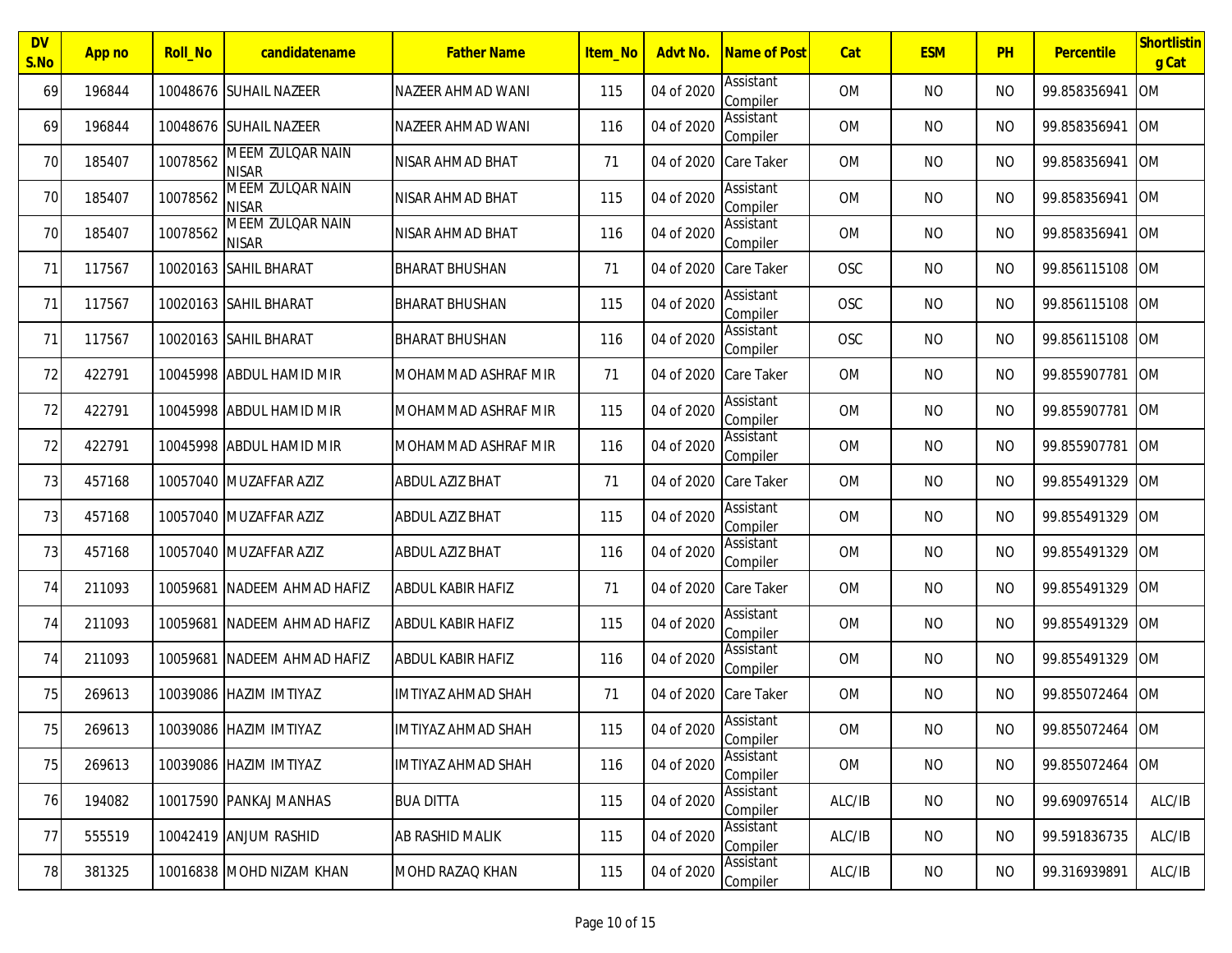| DV S.No | App no | Roll_No | candidatename | Father Name | Item_No | Advt No. | Name of Post | Cat | ESM | PH | Percentile | Shortlisting Cat |
|---|---|---|---|---|---|---|---|---|---|---|---|---|
| 69 | 196844 | 10048676 | SUHAIL NAZEER | NAZEER AHMAD WANI | 115 | 04 of 2020 | Assistant Compiler | OM | NO | NO | 99.858356941 | OM |
| 69 | 196844 | 10048676 | SUHAIL NAZEER | NAZEER AHMAD WANI | 116 | 04 of 2020 | Assistant Compiler | OM | NO | NO | 99.858356941 | OM |
| 70 | 185407 | 10078562 | MEEM ZULQAR NAIN NISAR | NISAR AHMAD BHAT | 71 | 04 of 2020 | Care Taker | OM | NO | NO | 99.858356941 | OM |
| 70 | 185407 | 10078562 | MEEM ZULQAR NAIN NISAR | NISAR AHMAD BHAT | 115 | 04 of 2020 | Assistant Compiler | OM | NO | NO | 99.858356941 | OM |
| 70 | 185407 | 10078562 | MEEM ZULQAR NAIN NISAR | NISAR AHMAD BHAT | 116 | 04 of 2020 | Assistant Compiler | OM | NO | NO | 99.858356941 | OM |
| 71 | 117567 | 10020163 | SAHIL BHARAT | BHARAT BHUSHAN | 71 | 04 of 2020 | Care Taker | OSC | NO | NO | 99.856115108 | OM |
| 71 | 117567 | 10020163 | SAHIL BHARAT | BHARAT BHUSHAN | 115 | 04 of 2020 | Assistant Compiler | OSC | NO | NO | 99.856115108 | OM |
| 71 | 117567 | 10020163 | SAHIL BHARAT | BHARAT BHUSHAN | 116 | 04 of 2020 | Assistant Compiler | OSC | NO | NO | 99.856115108 | OM |
| 72 | 422791 | 10045998 | ABDUL HAMID MIR | MOHAMMAD ASHRAF MIR | 71 | 04 of 2020 | Care Taker | OM | NO | NO | 99.855907781 | OM |
| 72 | 422791 | 10045998 | ABDUL HAMID MIR | MOHAMMAD ASHRAF MIR | 115 | 04 of 2020 | Assistant Compiler | OM | NO | NO | 99.855907781 | OM |
| 72 | 422791 | 10045998 | ABDUL HAMID MIR | MOHAMMAD ASHRAF MIR | 116 | 04 of 2020 | Assistant Compiler | OM | NO | NO | 99.855907781 | OM |
| 73 | 457168 | 10057040 | MUZAFFAR AZIZ | ABDUL AZIZ BHAT | 71 | 04 of 2020 | Care Taker | OM | NO | NO | 99.855491329 | OM |
| 73 | 457168 | 10057040 | MUZAFFAR AZIZ | ABDUL AZIZ BHAT | 115 | 04 of 2020 | Assistant Compiler | OM | NO | NO | 99.855491329 | OM |
| 73 | 457168 | 10057040 | MUZAFFAR AZIZ | ABDUL AZIZ BHAT | 116 | 04 of 2020 | Assistant Compiler | OM | NO | NO | 99.855491329 | OM |
| 74 | 211093 | 10059681 | NADEEM AHMAD HAFIZ | ABDUL KABIR HAFIZ | 71 | 04 of 2020 | Care Taker | OM | NO | NO | 99.855491329 | OM |
| 74 | 211093 | 10059681 | NADEEM AHMAD HAFIZ | ABDUL KABIR HAFIZ | 115 | 04 of 2020 | Assistant Compiler | OM | NO | NO | 99.855491329 | OM |
| 74 | 211093 | 10059681 | NADEEM AHMAD HAFIZ | ABDUL KABIR HAFIZ | 116 | 04 of 2020 | Assistant Compiler | OM | NO | NO | 99.855491329 | OM |
| 75 | 269613 | 10039086 | HAZIM IMTIYAZ | IMTIYAZ AHMAD SHAH | 71 | 04 of 2020 | Care Taker | OM | NO | NO | 99.855072464 | OM |
| 75 | 269613 | 10039086 | HAZIM IMTIYAZ | IMTIYAZ AHMAD SHAH | 115 | 04 of 2020 | Assistant Compiler | OM | NO | NO | 99.855072464 | OM |
| 75 | 269613 | 10039086 | HAZIM IMTIYAZ | IMTIYAZ AHMAD SHAH | 116 | 04 of 2020 | Assistant Compiler | OM | NO | NO | 99.855072464 | OM |
| 76 | 194082 | 10017590 | PANKAJ MANHAS | BUA DITTA | 115 | 04 of 2020 | Assistant Compiler | ALC/IB | NO | NO | 99.690976514 | ALC/IB |
| 77 | 555519 | 10042419 | ANJUM RASHID | AB RASHID MALIK | 115 | 04 of 2020 | Assistant Compiler | ALC/IB | NO | NO | 99.591836735 | ALC/IB |
| 78 | 381325 | 10016838 | MOHD NIZAM KHAN | MOHD RAZAQ KHAN | 115 | 04 of 2020 | Assistant Compiler | ALC/IB | NO | NO | 99.316939891 | ALC/IB |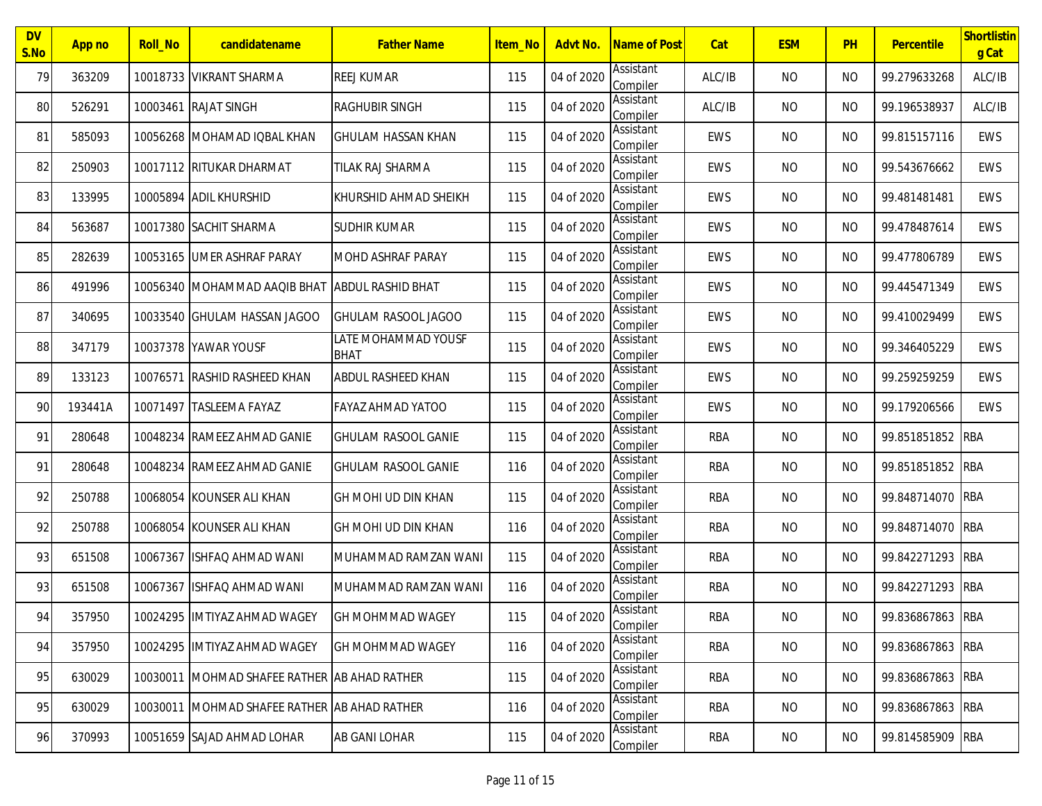| DV S.No | App no | Roll_No | candidatename | Father Name | Item_No | Advt No. | Name of Post | Cat | ESM | PH | Percentile | Shortlisting Cat |
|---|---|---|---|---|---|---|---|---|---|---|---|---|
| 79 | 363209 | 10018733 | VIKRANT SHARMA | REEJ KUMAR | 115 | 04 of 2020 | Assistant Compiler | ALC/IB | NO | NO | 99.279633268 | ALC/IB |
| 80 | 526291 | 10003461 | RAJAT SINGH | RAGHUBIR SINGH | 115 | 04 of 2020 | Assistant Compiler | ALC/IB | NO | NO | 99.196538937 | ALC/IB |
| 81 | 585093 | 10056268 | MOHAMAD IQBAL KHAN | GHULAM HASSAN KHAN | 115 | 04 of 2020 | Assistant Compiler | EWS | NO | NO | 99.815157116 | EWS |
| 82 | 250903 | 10017112 | RITUKAR DHARMAT | TILAK RAJ SHARMA | 115 | 04 of 2020 | Assistant Compiler | EWS | NO | NO | 99.543676662 | EWS |
| 83 | 133995 | 10005894 | ADIL KHURSHID | KHURSHID AHMAD SHEIKH | 115 | 04 of 2020 | Assistant Compiler | EWS | NO | NO | 99.481481481 | EWS |
| 84 | 563687 | 10017380 | SACHIT SHARMA | SUDHIR KUMAR | 115 | 04 of 2020 | Assistant Compiler | EWS | NO | NO | 99.478487614 | EWS |
| 85 | 282639 | 10053165 | UMER ASHRAF PARAY | MOHD ASHRAF PARAY | 115 | 04 of 2020 | Assistant Compiler | EWS | NO | NO | 99.477806789 | EWS |
| 86 | 491996 | 10056340 | MOHAMMAD AAQIB BHAT | ABDUL RASHID BHAT | 115 | 04 of 2020 | Assistant Compiler | EWS | NO | NO | 99.445471349 | EWS |
| 87 | 340695 | 10033540 | GHULAM HASSAN JAGOO | GHULAM RASOOL JAGOO | 115 | 04 of 2020 | Assistant Compiler | EWS | NO | NO | 99.410029499 | EWS |
| 88 | 347179 | 10037378 | YAWAR YOUSF | LATE MOHAMMAD YOUSF BHAT | 115 | 04 of 2020 | Assistant Compiler | EWS | NO | NO | 99.346405229 | EWS |
| 89 | 133123 | 10076571 | RASHID RASHEED KHAN | ABDUL RASHEED KHAN | 115 | 04 of 2020 | Assistant Compiler | EWS | NO | NO | 99.259259259 | EWS |
| 90 | 193441A | 10071497 | TASLEEMA FAYAZ | FAYAZ AHMAD YATOO | 115 | 04 of 2020 | Assistant Compiler | EWS | NO | NO | 99.179206566 | EWS |
| 91 | 280648 | 10048234 | RAMEEZ AHMAD GANIE | GHULAM RASOOL GANIE | 115 | 04 of 2020 | Assistant Compiler | RBA | NO | NO | 99.851851852 | RBA |
| 91 | 280648 | 10048234 | RAMEEZ AHMAD GANIE | GHULAM RASOOL GANIE | 116 | 04 of 2020 | Assistant Compiler | RBA | NO | NO | 99.851851852 | RBA |
| 92 | 250788 | 10068054 | KOUNSER ALI KHAN | GH MOHI UD DIN KHAN | 115 | 04 of 2020 | Assistant Compiler | RBA | NO | NO | 99.848714070 | RBA |
| 92 | 250788 | 10068054 | KOUNSER ALI KHAN | GH MOHI UD DIN KHAN | 116 | 04 of 2020 | Assistant Compiler | RBA | NO | NO | 99.848714070 | RBA |
| 93 | 651508 | 10067367 | ISHFAQ AHMAD WANI | MUHAMMAD RAMZAN WANI | 115 | 04 of 2020 | Assistant Compiler | RBA | NO | NO | 99.842271293 | RBA |
| 93 | 651508 | 10067367 | ISHFAQ AHMAD WANI | MUHAMMAD RAMZAN WANI | 116 | 04 of 2020 | Assistant Compiler | RBA | NO | NO | 99.842271293 | RBA |
| 94 | 357950 | 10024295 | IMTIYAZ AHMAD WAGEY | GH MOHMMAD WAGEY | 115 | 04 of 2020 | Assistant Compiler | RBA | NO | NO | 99.836867863 | RBA |
| 94 | 357950 | 10024295 | IMTIYAZ AHMAD WAGEY | GH MOHMMAD WAGEY | 116 | 04 of 2020 | Assistant Compiler | RBA | NO | NO | 99.836867863 | RBA |
| 95 | 630029 | 10030011 | MOHMAD SHAFEE RATHER | AB AHAD RATHER | 115 | 04 of 2020 | Assistant Compiler | RBA | NO | NO | 99.836867863 | RBA |
| 95 | 630029 | 10030011 | MOHMAD SHAFEE RATHER | AB AHAD RATHER | 116 | 04 of 2020 | Assistant Compiler | RBA | NO | NO | 99.836867863 | RBA |
| 96 | 370993 | 10051659 | SAJAD AHMAD LOHAR | AB GANI LOHAR | 115 | 04 of 2020 | Assistant Compiler | RBA | NO | NO | 99.814585909 | RBA |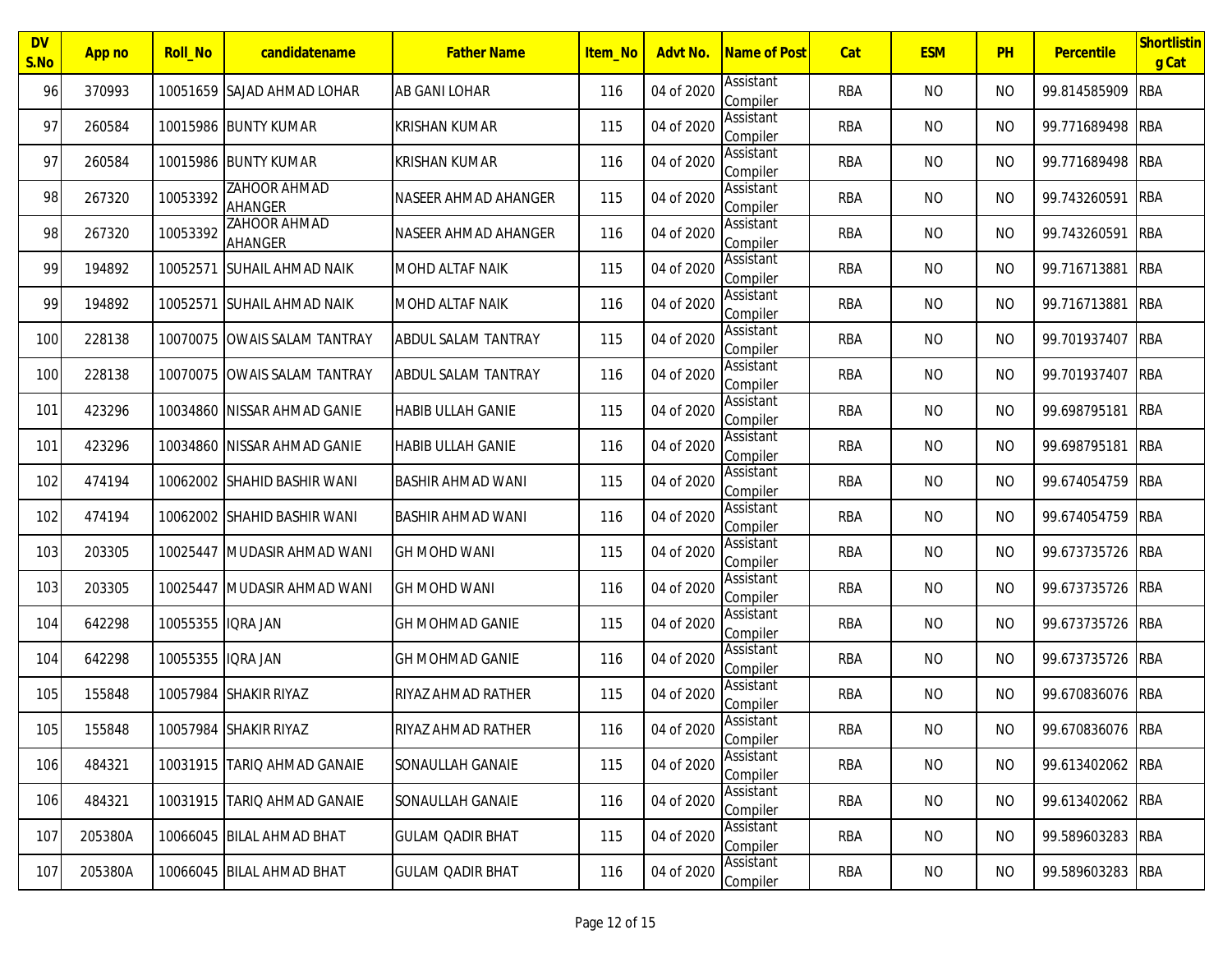| DV S.No | App no | Roll_No | candidatename | Father Name | Item_No | Advt No. | Name of Post | Cat | ESM | PH | Percentile | Shortlisting Cat |
|---|---|---|---|---|---|---|---|---|---|---|---|---|
| 96 | 370993 | 10051659 | SAJAD AHMAD LOHAR | AB GANI LOHAR | 116 | 04 of 2020 | Assistant Compiler | RBA | NO | NO | 99.814585909 | RBA |
| 97 | 260584 | 10015986 | BUNTY KUMAR | KRISHAN KUMAR | 115 | 04 of 2020 | Assistant Compiler | RBA | NO | NO | 99.771689498 | RBA |
| 97 | 260584 | 10015986 | BUNTY KUMAR | KRISHAN KUMAR | 116 | 04 of 2020 | Assistant Compiler | RBA | NO | NO | 99.771689498 | RBA |
| 98 | 267320 | 10053392 | ZAHOOR AHMAD AHANGER | NASEER AHMAD AHANGER | 115 | 04 of 2020 | Assistant Compiler | RBA | NO | NO | 99.743260591 | RBA |
| 98 | 267320 | 10053392 | ZAHOOR AHMAD AHANGER | NASEER AHMAD AHANGER | 116 | 04 of 2020 | Assistant Compiler | RBA | NO | NO | 99.743260591 | RBA |
| 99 | 194892 | 10052571 | SUHAIL AHMAD NAIK | MOHD ALTAF NAIK | 115 | 04 of 2020 | Assistant Compiler | RBA | NO | NO | 99.716713881 | RBA |
| 99 | 194892 | 10052571 | SUHAIL AHMAD NAIK | MOHD ALTAF NAIK | 116 | 04 of 2020 | Assistant Compiler | RBA | NO | NO | 99.716713881 | RBA |
| 100 | 228138 | 10070075 | OWAIS SALAM TANTRAY | ABDUL SALAM TANTRAY | 115 | 04 of 2020 | Assistant Compiler | RBA | NO | NO | 99.701937407 | RBA |
| 100 | 228138 | 10070075 | OWAIS SALAM TANTRAY | ABDUL SALAM TANTRAY | 116 | 04 of 2020 | Assistant Compiler | RBA | NO | NO | 99.701937407 | RBA |
| 101 | 423296 | 10034860 | NISSAR AHMAD GANIE | HABIB ULLAH GANIE | 115 | 04 of 2020 | Assistant Compiler | RBA | NO | NO | 99.698795181 | RBA |
| 101 | 423296 | 10034860 | NISSAR AHMAD GANIE | HABIB ULLAH GANIE | 116 | 04 of 2020 | Assistant Compiler | RBA | NO | NO | 99.698795181 | RBA |
| 102 | 474194 | 10062002 | SHAHID BASHIR WANI | BASHIR AHMAD WANI | 115 | 04 of 2020 | Assistant Compiler | RBA | NO | NO | 99.674054759 | RBA |
| 102 | 474194 | 10062002 | SHAHID BASHIR WANI | BASHIR AHMAD WANI | 116 | 04 of 2020 | Assistant Compiler | RBA | NO | NO | 99.674054759 | RBA |
| 103 | 203305 | 10025447 | MUDASIR AHMAD WANI | GH MOHD WANI | 115 | 04 of 2020 | Assistant Compiler | RBA | NO | NO | 99.673735726 | RBA |
| 103 | 203305 | 10025447 | MUDASIR AHMAD WANI | GH MOHD WANI | 116 | 04 of 2020 | Assistant Compiler | RBA | NO | NO | 99.673735726 | RBA |
| 104 | 642298 | 10055355 | IQRA JAN | GH MOHMAD GANIE | 115 | 04 of 2020 | Assistant Compiler | RBA | NO | NO | 99.673735726 | RBA |
| 104 | 642298 | 10055355 | IQRA JAN | GH MOHMAD GANIE | 116 | 04 of 2020 | Assistant Compiler | RBA | NO | NO | 99.673735726 | RBA |
| 105 | 155848 | 10057984 | SHAKIR RIYAZ | RIYAZ AHMAD RATHER | 115 | 04 of 2020 | Assistant Compiler | RBA | NO | NO | 99.670836076 | RBA |
| 105 | 155848 | 10057984 | SHAKIR RIYAZ | RIYAZ AHMAD RATHER | 116 | 04 of 2020 | Assistant Compiler | RBA | NO | NO | 99.670836076 | RBA |
| 106 | 484321 | 10031915 | TARIQ AHMAD GANAIE | SONAULLAH GANAIE | 115 | 04 of 2020 | Assistant Compiler | RBA | NO | NO | 99.613402062 | RBA |
| 106 | 484321 | 10031915 | TARIQ AHMAD GANAIE | SONAULLAH GANAIE | 116 | 04 of 2020 | Assistant Compiler | RBA | NO | NO | 99.613402062 | RBA |
| 107 | 205380A | 10066045 | BILAL AHMAD BHAT | GULAM QADIR BHAT | 115 | 04 of 2020 | Assistant Compiler | RBA | NO | NO | 99.589603283 | RBA |
| 107 | 205380A | 10066045 | BILAL AHMAD BHAT | GULAM QADIR BHAT | 116 | 04 of 2020 | Assistant Compiler | RBA | NO | NO | 99.589603283 | RBA |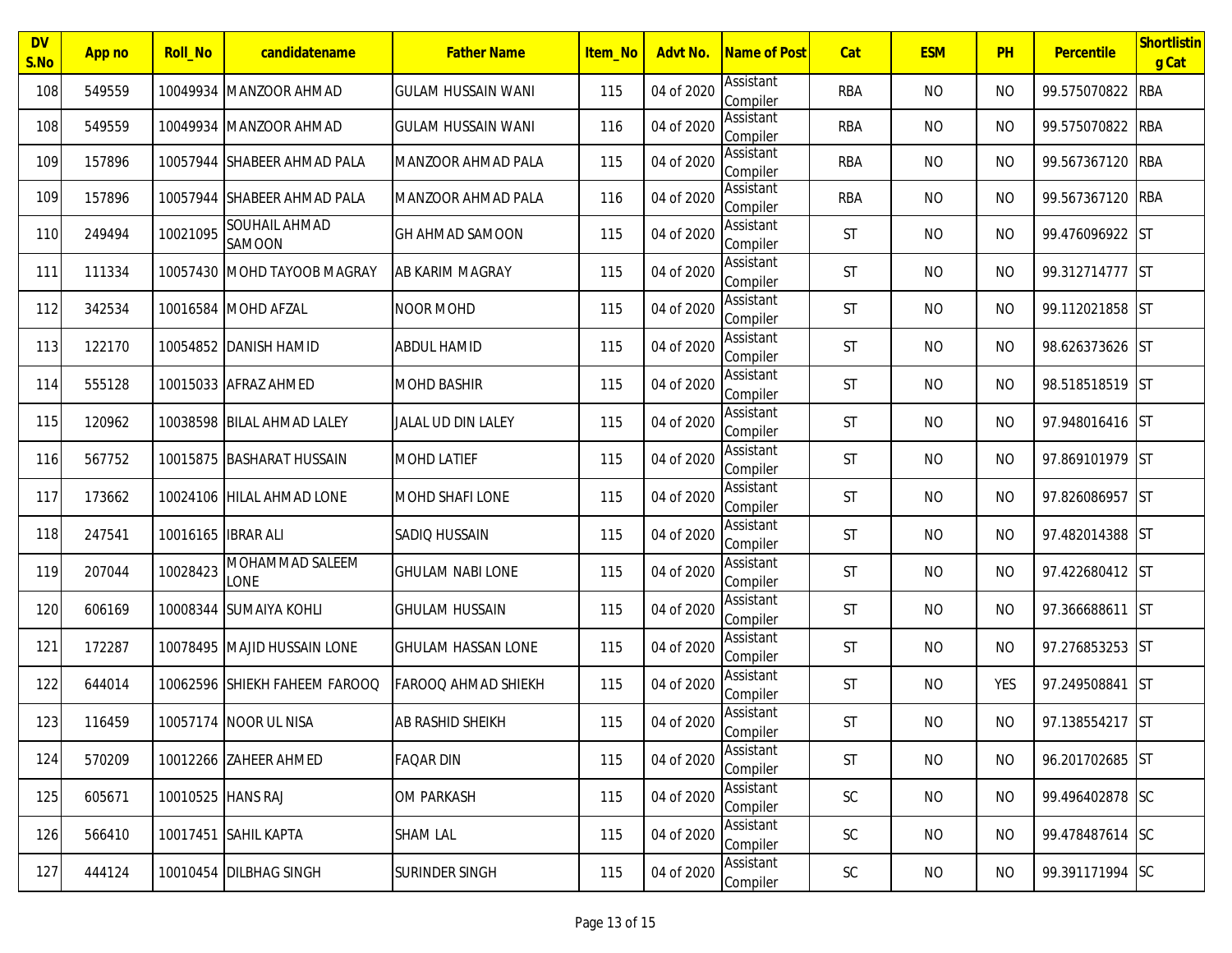| DV S.No | App no | Roll_No | candidatename | Father Name | Item_No | Advt No. | Name of Post | Cat | ESM | PH | Percentile | Shortlisting Cat |
|---|---|---|---|---|---|---|---|---|---|---|---|---|
| 108 | 549559 | 10049934 | MANZOOR AHMAD | GULAM HUSSAIN WANI | 115 | 04 of 2020 | Assistant Compiler | RBA | NO | NO | 99.575070822 | RBA |
| 108 | 549559 | 10049934 | MANZOOR AHMAD | GULAM HUSSAIN WANI | 116 | 04 of 2020 | Assistant Compiler | RBA | NO | NO | 99.575070822 | RBA |
| 109 | 157896 | 10057944 | SHABEER AHMAD PALA | MANZOOR AHMAD PALA | 115 | 04 of 2020 | Assistant Compiler | RBA | NO | NO | 99.567367120 | RBA |
| 109 | 157896 | 10057944 | SHABEER AHMAD PALA | MANZOOR AHMAD PALA | 116 | 04 of 2020 | Assistant Compiler | RBA | NO | NO | 99.567367120 | RBA |
| 110 | 249494 | 10021095 | SOUHAIL AHMAD SAMOON | GH AHMAD SAMOON | 115 | 04 of 2020 | Assistant Compiler | ST | NO | NO | 99.476096922 | ST |
| 111 | 111334 | 10057430 | MOHD TAYOOB MAGRAY | AB KARIM MAGRAY | 115 | 04 of 2020 | Assistant Compiler | ST | NO | NO | 99.312714777 | ST |
| 112 | 342534 | 10016584 | MOHD AFZAL | NOOR MOHD | 115 | 04 of 2020 | Assistant Compiler | ST | NO | NO | 99.112021858 | ST |
| 113 | 122170 | 10054852 | DANISH HAMID | ABDUL HAMID | 115 | 04 of 2020 | Assistant Compiler | ST | NO | NO | 98.626373626 | ST |
| 114 | 555128 | 10015033 | AFRAZ AHMED | MOHD BASHIR | 115 | 04 of 2020 | Assistant Compiler | ST | NO | NO | 98.518518519 | ST |
| 115 | 120962 | 10038598 | BILAL AHMAD LALEY | JALAL UD DIN LALEY | 115 | 04 of 2020 | Assistant Compiler | ST | NO | NO | 97.948016416 | ST |
| 116 | 567752 | 10015875 | BASHARAT HUSSAIN | MOHD LATIEF | 115 | 04 of 2020 | Assistant Compiler | ST | NO | NO | 97.869101979 | ST |
| 117 | 173662 | 10024106 | HILAL AHMAD LONE | MOHD SHAFI LONE | 115 | 04 of 2020 | Assistant Compiler | ST | NO | NO | 97.826086957 | ST |
| 118 | 247541 | 10016165 | IBRAR ALI | SADIQ HUSSAIN | 115 | 04 of 2020 | Assistant Compiler | ST | NO | NO | 97.482014388 | ST |
| 119 | 207044 | 10028423 | MOHAMMAD SALEEM LONE | GHULAM NABI LONE | 115 | 04 of 2020 | Assistant Compiler | ST | NO | NO | 97.422680412 | ST |
| 120 | 606169 | 10008344 | SUMAIYA KOHLI | GHULAM HUSSAIN | 115 | 04 of 2020 | Assistant Compiler | ST | NO | NO | 97.366688611 | ST |
| 121 | 172287 | 10078495 | MAJID HUSSAIN LONE | GHULAM HASSAN LONE | 115 | 04 of 2020 | Assistant Compiler | ST | NO | NO | 97.276853253 | ST |
| 122 | 644014 | 10062596 | SHIEKH FAHEEM FAROOQ | FAROOQ AHMAD SHIEKH | 115 | 04 of 2020 | Assistant Compiler | ST | NO | YES | 97.249508841 | ST |
| 123 | 116459 | 10057174 | NOOR UL NISA | AB RASHID SHEIKH | 115 | 04 of 2020 | Assistant Compiler | ST | NO | NO | 97.138554217 | ST |
| 124 | 570209 | 10012266 | ZAHEER AHMED | FAQAR DIN | 115 | 04 of 2020 | Assistant Compiler | ST | NO | NO | 96.201702685 | ST |
| 125 | 605671 | 10010525 | HANS RAJ | OM PARKASH | 115 | 04 of 2020 | Assistant Compiler | SC | NO | NO | 99.496402878 | SC |
| 126 | 566410 | 10017451 | SAHIL KAPTA | SHAM LAL | 115 | 04 of 2020 | Assistant Compiler | SC | NO | NO | 99.478487614 | SC |
| 127 | 444124 | 10010454 | DILBHAG SINGH | SURINDER SINGH | 115 | 04 of 2020 | Assistant Compiler | SC | NO | NO | 99.391171994 | SC |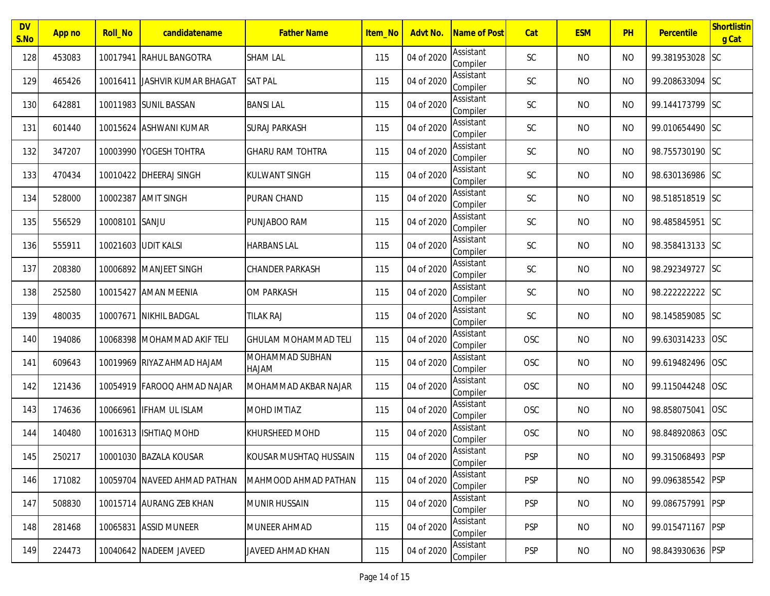| DV S.No | App no | Roll_No | candidatename | Father Name | Item_No | Advt No. | Name of Post | Cat | ESM | PH | Percentile | Shortlisting Cat |
|---|---|---|---|---|---|---|---|---|---|---|---|---|
| 128 | 453083 | 10017941 | RAHUL BANGOTRA | SHAM LAL | 115 | 04 of 2020 | Assistant Compiler | SC | NO | NO | 99.381953028 | SC |
| 129 | 465426 | 10016411 | JASHVIR KUMAR BHAGAT | SAT PAL | 115 | 04 of 2020 | Assistant Compiler | SC | NO | NO | 99.208633094 | SC |
| 130 | 642881 | 10011983 | SUNIL BASSAN | BANSI LAL | 115 | 04 of 2020 | Assistant Compiler | SC | NO | NO | 99.144173799 | SC |
| 131 | 601440 | 10015624 | ASHWANI KUMAR | SURAJ PARKASH | 115 | 04 of 2020 | Assistant Compiler | SC | NO | NO | 99.010654490 | SC |
| 132 | 347207 | 10003990 | YOGESH TOHTRA | GHARU RAM TOHTRA | 115 | 04 of 2020 | Assistant Compiler | SC | NO | NO | 98.755730190 | SC |
| 133 | 470434 | 10010422 | DHEERAJ SINGH | KULWANT SINGH | 115 | 04 of 2020 | Assistant Compiler | SC | NO | NO | 98.630136986 | SC |
| 134 | 528000 | 10002387 | AMIT SINGH | PURAN CHAND | 115 | 04 of 2020 | Assistant Compiler | SC | NO | NO | 98.518518519 | SC |
| 135 | 556529 | 10008101 | SANJU | PUNJABOO RAM | 115 | 04 of 2020 | Assistant Compiler | SC | NO | NO | 98.485845951 | SC |
| 136 | 555911 | 10021603 | UDIT KALSI | HARBANS LAL | 115 | 04 of 2020 | Assistant Compiler | SC | NO | NO | 98.358413133 | SC |
| 137 | 208380 | 10006892 | MANJEET SINGH | CHANDER PARKASH | 115 | 04 of 2020 | Assistant Compiler | SC | NO | NO | 98.292349727 | SC |
| 138 | 252580 | 10015427 | AMAN MEENIA | OM PARKASH | 115 | 04 of 2020 | Assistant Compiler | SC | NO | NO | 98.222222222 | SC |
| 139 | 480035 | 10007671 | NIKHIL BADGAL | TILAK RAJ | 115 | 04 of 2020 | Assistant Compiler | SC | NO | NO | 98.145859085 | SC |
| 140 | 194086 | 10068398 | MOHAMMAD AKIF TELI | GHULAM MOHAMMAD TELI | 115 | 04 of 2020 | Assistant Compiler | OSC | NO | NO | 99.630314233 | OSC |
| 141 | 609643 | 10019969 | RIYAZ AHMAD HAJAM | MOHAMMAD SUBHAN HAJAM | 115 | 04 of 2020 | Assistant Compiler | OSC | NO | NO | 99.619482496 | OSC |
| 142 | 121436 | 10054919 | FAROOQ AHMAD NAJAR | MOHAMMAD AKBAR NAJAR | 115 | 04 of 2020 | Assistant Compiler | OSC | NO | NO | 99.115044248 | OSC |
| 143 | 174636 | 10066961 | IFHAM UL ISLAM | MOHD IMTIAZ | 115 | 04 of 2020 | Assistant Compiler | OSC | NO | NO | 98.858075041 | OSC |
| 144 | 140480 | 10016313 | ISHTIAQ MOHD | KHURSHEED MOHD | 115 | 04 of 2020 | Assistant Compiler | OSC | NO | NO | 98.848920863 | OSC |
| 145 | 250217 | 10001030 | BAZALA KOUSAR | KOUSAR MUSHTAQ HUSSAIN | 115 | 04 of 2020 | Assistant Compiler | PSP | NO | NO | 99.315068493 | PSP |
| 146 | 171082 | 10059704 | NAVEED AHMAD PATHAN | MAHMOOD AHMAD PATHAN | 115 | 04 of 2020 | Assistant Compiler | PSP | NO | NO | 99.096385542 | PSP |
| 147 | 508830 | 10015714 | AURANG ZEB KHAN | MUNIR HUSSAIN | 115 | 04 of 2020 | Assistant Compiler | PSP | NO | NO | 99.086757991 | PSP |
| 148 | 281468 | 10065831 | ASSID MUNEER | MUNEER AHMAD | 115 | 04 of 2020 | Assistant Compiler | PSP | NO | NO | 99.015471167 | PSP |
| 149 | 224473 | 10040642 | NADEEM JAVEED | JAVEED AHMAD KHAN | 115 | 04 of 2020 | Assistant Compiler | PSP | NO | NO | 98.843930636 | PSP |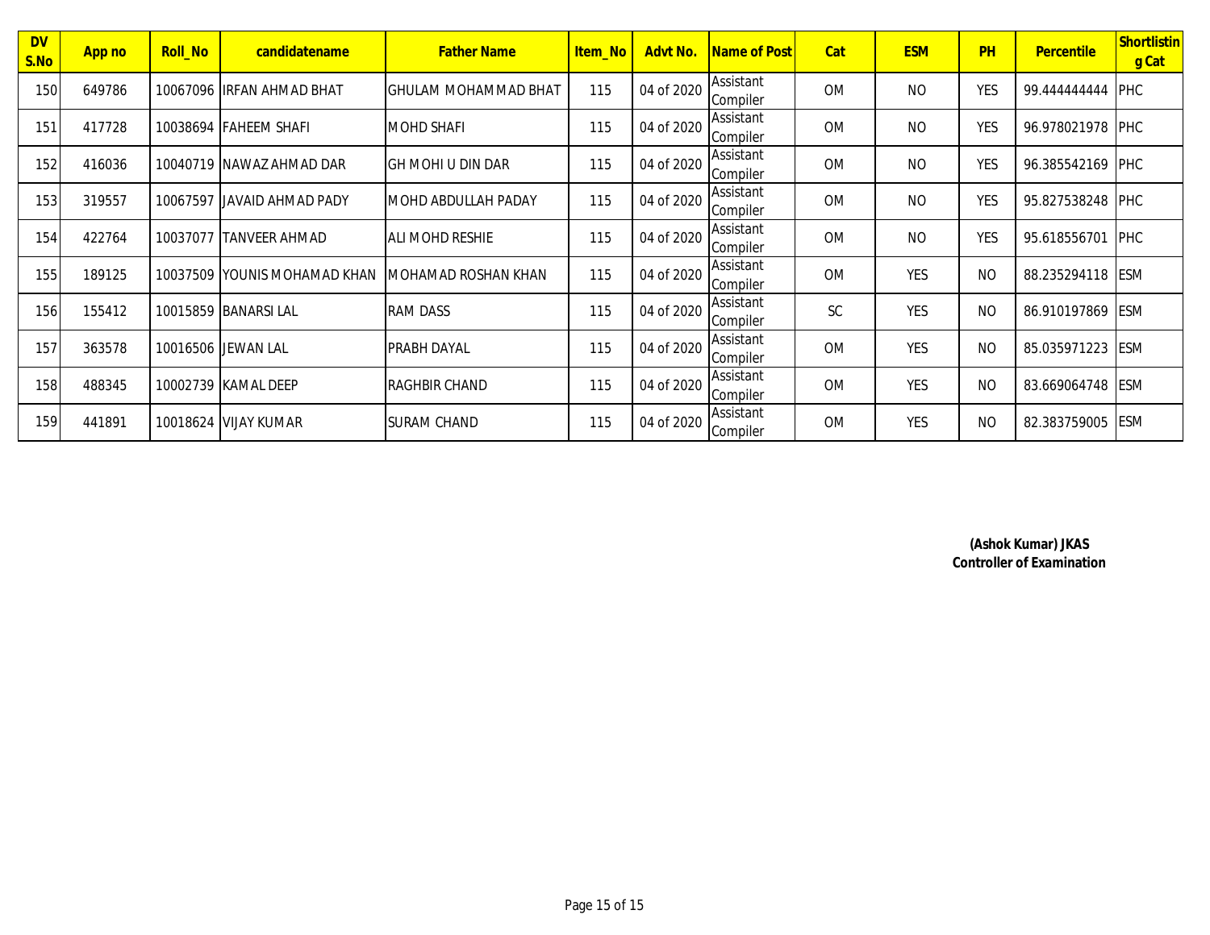| DV S.No | App no | Roll_No | candidatename | Father Name | Item_No | Advt No. | Name of Post | Cat | ESM | PH | Percentile | Shortlisting Cat |
|---|---|---|---|---|---|---|---|---|---|---|---|---|
| 150 | 649786 | 10067096 | IRFAN AHMAD BHAT | GHULAM MOHAMMAD BHAT | 115 | 04 of 2020 | Assistant Compiler | OM | NO | YES | 99.444444444 | PHC |
| 151 | 417728 | 10038694 | FAHEEM SHAFI | MOHD SHAFI | 115 | 04 of 2020 | Assistant Compiler | OM | NO | YES | 96.978021978 | PHC |
| 152 | 416036 | 10040719 | NAWAZ AHMAD DAR | GH MOHI U DIN DAR | 115 | 04 of 2020 | Assistant Compiler | OM | NO | YES | 96.385542169 | PHC |
| 153 | 319557 | 10067597 | JAVAID AHMAD PADY | MOHD ABDULLAH PADAY | 115 | 04 of 2020 | Assistant Compiler | OM | NO | YES | 95.827538248 | PHC |
| 154 | 422764 | 10037077 | TANVEER AHMAD | ALI MOHD RESHIE | 115 | 04 of 2020 | Assistant Compiler | OM | NO | YES | 95.618556701 | PHC |
| 155 | 189125 | 10037509 | YOUNIS MOHAMAD KHAN | MOHAMAD ROSHAN KHAN | 115 | 04 of 2020 | Assistant Compiler | OM | YES | NO | 88.235294118 | ESM |
| 156 | 155412 | 10015859 | BANARSI LAL | RAM DASS | 115 | 04 of 2020 | Assistant Compiler | SC | YES | NO | 86.910197869 | ESM |
| 157 | 363578 | 10016506 | JEWAN LAL | PRABH DAYAL | 115 | 04 of 2020 | Assistant Compiler | OM | YES | NO | 85.035971223 | ESM |
| 158 | 488345 | 10002739 | KAMAL DEEP | RAGHBIR CHAND | 115 | 04 of 2020 | Assistant Compiler | OM | YES | NO | 83.669064748 | ESM |
| 159 | 441891 | 10018624 | VIJAY KUMAR | SURAM CHAND | 115 | 04 of 2020 | Assistant Compiler | OM | YES | NO | 82.383759005 | ESM |

**(Ashok Kumar) JKAS**
**Controller of Examination**